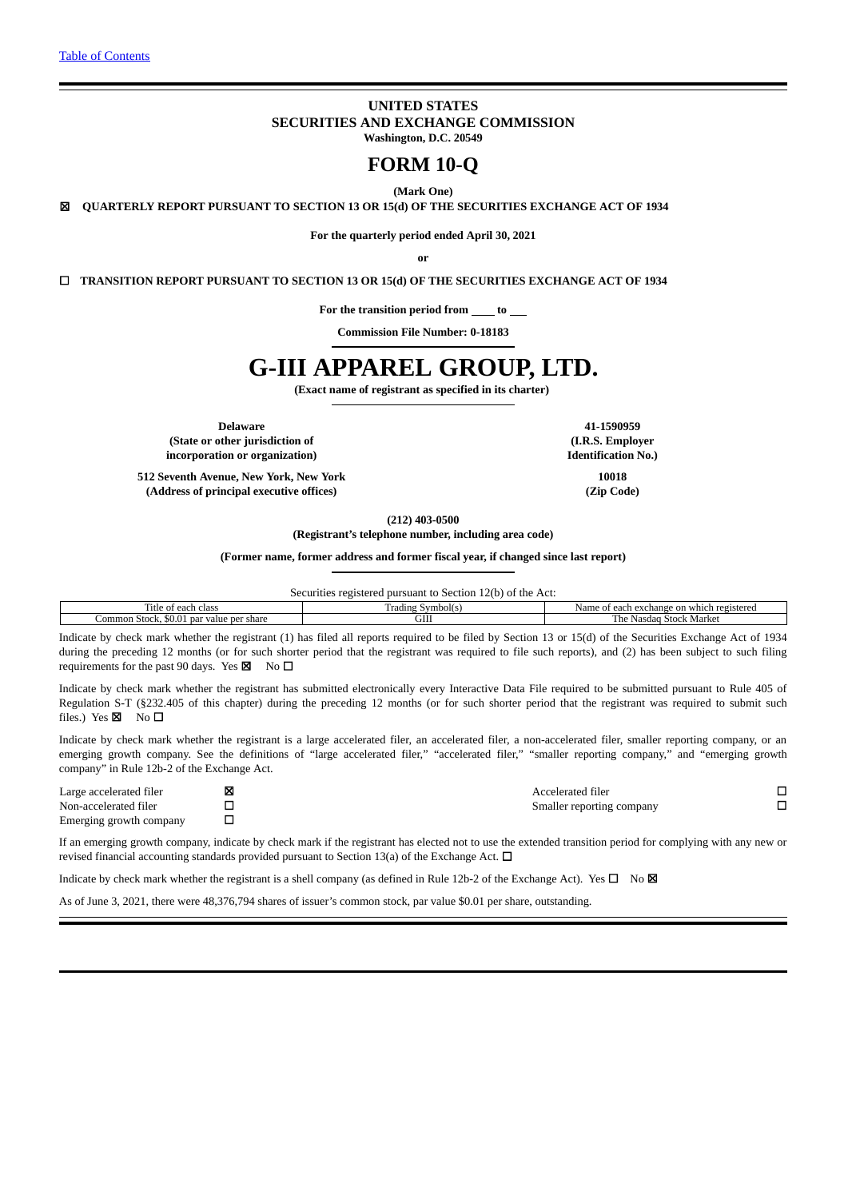[Table of Contents](#)

**UNITED STATES**
**SECURITIES AND EXCHANGE COMMISSION**
**Washington, D.C. 20549**

# FORM 10-Q

**(Mark One)**

☒ **QUARTERLY REPORT PURSUANT TO SECTION 13 OR 15(d) OF THE SECURITIES EXCHANGE ACT OF 1934**

**For the quarterly period ended April 30, 2021**

**or**

☐ **TRANSITION REPORT PURSUANT TO SECTION 13 OR 15(d) OF THE SECURITIES EXCHANGE ACT OF 1934**

**For the transition period from \_\_\_\_ to \_\_\_**

**Commission File Number: 0-18183**

# G-III APPAREL GROUP, LTD.

**(Exact name of registrant as specified in its charter)**

| | |
|---|---|
| **Delaware**<br>**(State or other jurisdiction of incorporation or organization)** | **41-1590959**<br>**(I.R.S. Employer Identification No.)** |
| **512 Seventh Avenue, New York, New York**<br>**(Address of principal executive offices)** | **10018**<br>**(Zip Code)** |

**(212) 403-0500**
**(Registrant's telephone number, including area code)**

**(Former name, former address and former fiscal year, if changed since last report)**

Securities registered pursuant to Section 12(b) of the Act:

| Title of each class | Trading Symbol(s) | Name of each exchange on which registered |
|---|---|---|
| Common Stock, $0.01 par value per share | GIII | The Nasdaq Stock Market |

Indicate by check mark whether the registrant (1) has filed all reports required to be filed by Section 13 or 15(d) of the Securities Exchange Act of 1934 during the preceding 12 months (or for such shorter period that the registrant was required to file such reports), and (2) has been subject to such filing requirements for the past 90 days. Yes ☒ No ☐

Indicate by check mark whether the registrant has submitted electronically every Interactive Data File required to be submitted pursuant to Rule 405 of Regulation S-T (§232.405 of this chapter) during the preceding 12 months (or for such shorter period that the registrant was required to submit such files.) Yes ☒ No ☐

Indicate by check mark whether the registrant is a large accelerated filer, an accelerated filer, a non-accelerated filer, smaller reporting company, or an emerging growth company. See the definitions of "large accelerated filer," "accelerated filer," "smaller reporting company," and "emerging growth company" in Rule 12b-2 of the Exchange Act.

| | | | |
|---|---|---|---|
| Large accelerated filer | ☒ | Accelerated filer | ☐ |
| Non-accelerated filer | ☐ | Smaller reporting company | ☐ |
| Emerging growth company | ☐ | | |

If an emerging growth company, indicate by check mark if the registrant has elected not to use the extended transition period for complying with any new or revised financial accounting standards provided pursuant to Section 13(a) of the Exchange Act. ☐

Indicate by check mark whether the registrant is a shell company (as defined in Rule 12b-2 of the Exchange Act). Yes ☐ No ☒

As of June 3, 2021, there were 48,376,794 shares of issuer's common stock, par value $0.01 per share, outstanding.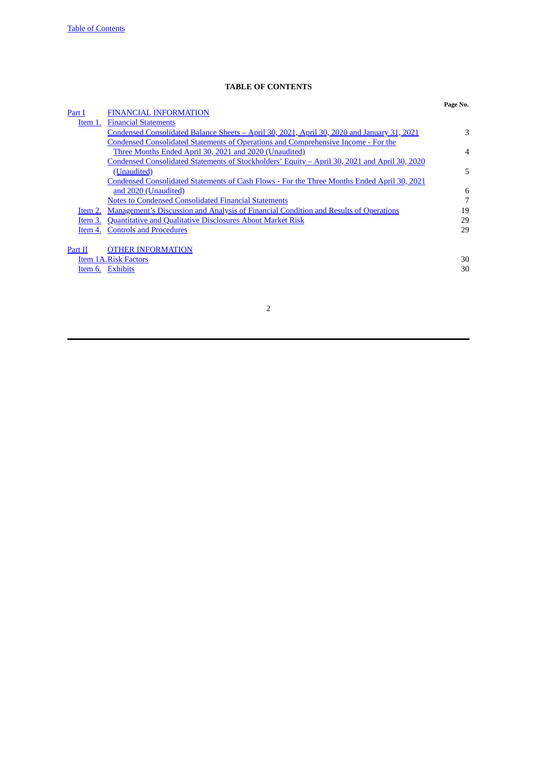**TABLE OF CONTENTS**

| | | Page No. |
|---|---|---|
| Part I | FINANCIAL INFORMATION | |
| Item 1. | Financial Statements | |
| | Condensed Consolidated Balance Sheets – April 30, 2021, April 30, 2020 and January 31, 2021 | 3 |
| | Condensed Consolidated Statements of Operations and Comprehensive Income - For the Three Months Ended April 30, 2021 and 2020 (Unaudited) | 4 |
| | Condensed Consolidated Statements of Stockholders' Equity – April 30, 2021 and April 30, 2020 (Unaudited) | 5 |
| | Condensed Consolidated Statements of Cash Flows - For the Three Months Ended April 30, 2021 and 2020 (Unaudited) | 6 |
| | Notes to Condensed Consolidated Financial Statements | 7 |
| Item 2. | Management's Discussion and Analysis of Financial Condition and Results of Operations | 19 |
| Item 3. | Quantitative and Qualitative Disclosures About Market Risk | 29 |
| Item 4. | Controls and Procedures | 29 |
| | | |
| Part II | OTHER INFORMATION | |
| Item 1A. | Risk Factors | 30 |
| Item 6. | Exhibits | 30 |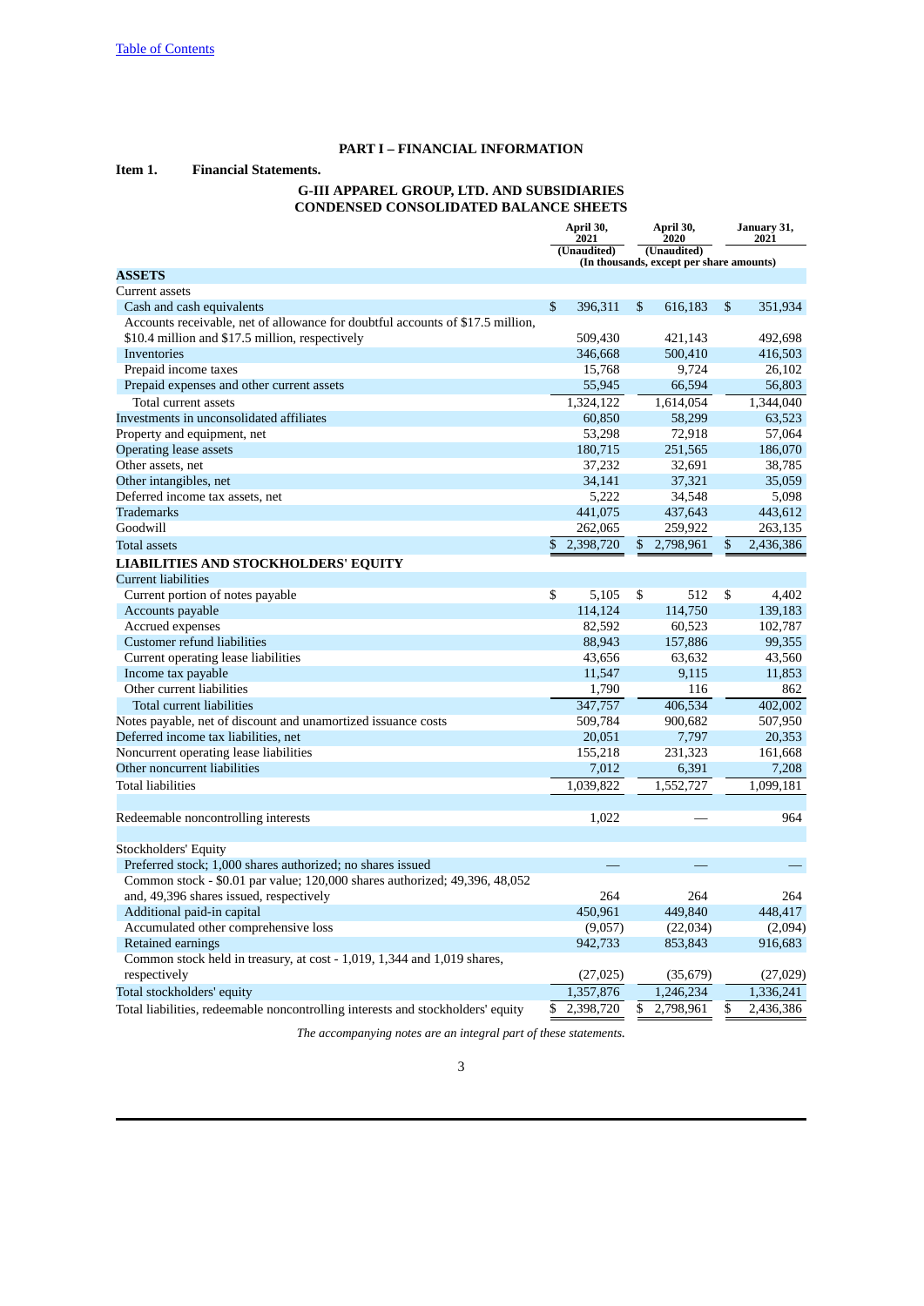[Table of Contents](#)

# PART I – FINANCIAL INFORMATION

**Item 1. Financial Statements.**

## G-III APPAREL GROUP, LTD. AND SUBSIDIARIES
## CONDENSED CONSOLIDATED BALANCE SHEETS

| | April 30, 2021 (Unaudited) | April 30, 2020 (Unaudited) | January 31, 2021 |
|---|---|---|---|
| | (In thousands, except per share amounts) | | |
| **ASSETS** | | | |
| Current assets | | | |
| Cash and cash equivalents | $ 396,311 | $ 616,183 | $ 351,934 |
| Accounts receivable, net of allowance for doubtful accounts of $17.5 million, $10.4 million and $17.5 million, respectively | 509,430 | 421,143 | 492,698 |
| Inventories | 346,668 | 500,410 | 416,503 |
| Prepaid income taxes | 15,768 | 9,724 | 26,102 |
| Prepaid expenses and other current assets | 55,945 | 66,594 | 56,803 |
| Total current assets | 1,324,122 | 1,614,054 | 1,344,040 |
| Investments in unconsolidated affiliates | 60,850 | 58,299 | 63,523 |
| Property and equipment, net | 53,298 | 72,918 | 57,064 |
| Operating lease assets | 180,715 | 251,565 | 186,070 |
| Other assets, net | 37,232 | 32,691 | 38,785 |
| Other intangibles, net | 34,141 | 37,321 | 35,059 |
| Deferred income tax assets, net | 5,222 | 34,548 | 5,098 |
| Trademarks | 441,075 | 437,643 | 443,612 |
| Goodwill | 262,065 | 259,922 | 263,135 |
| Total assets | $ 2,398,720 | $ 2,798,961 | $ 2,436,386 |
| **LIABILITIES AND STOCKHOLDERS' EQUITY** | | | |
| Current liabilities | | | |
| Current portion of notes payable | $ 5,105 | $ 512 | $ 4,402 |
| Accounts payable | 114,124 | 114,750 | 139,183 |
| Accrued expenses | 82,592 | 60,523 | 102,787 |
| Customer refund liabilities | 88,943 | 157,886 | 99,355 |
| Current operating lease liabilities | 43,656 | 63,632 | 43,560 |
| Income tax payable | 11,547 | 9,115 | 11,853 |
| Other current liabilities | 1,790 | 116 | 862 |
| Total current liabilities | 347,757 | 406,534 | 402,002 |
| Notes payable, net of discount and unamortized issuance costs | 509,784 | 900,682 | 507,950 |
| Deferred income tax liabilities, net | 20,051 | 7,797 | 20,353 |
| Noncurrent operating lease liabilities | 155,218 | 231,323 | 161,668 |
| Other noncurrent liabilities | 7,012 | 6,391 | 7,208 |
| Total liabilities | 1,039,822 | 1,552,727 | 1,099,181 |
| | | | |
| Redeemable noncontrolling interests | 1,022 | — | 964 |
| | | | |
| Stockholders' Equity | | | |
| Preferred stock; 1,000 shares authorized; no shares issued | — | — | — |
| Common stock - $0.01 par value; 120,000 shares authorized; 49,396, 48,052 and, 49,396 shares issued, respectively | 264 | 264 | 264 |
| Additional paid-in capital | 450,961 | 449,840 | 448,417 |
| Accumulated other comprehensive loss | (9,057) | (22,034) | (2,094) |
| Retained earnings | 942,733 | 853,843 | 916,683 |
| Common stock held in treasury, at cost - 1,019, 1,344 and 1,019 shares, respectively | (27,025) | (35,679) | (27,029) |
| Total stockholders' equity | 1,357,876 | 1,246,234 | 1,336,241 |
| Total liabilities, redeemable noncontrolling interests and stockholders' equity | $ 2,398,720 | $ 2,798,961 | $ 2,436,386 |

*The accompanying notes are an integral part of these statements.*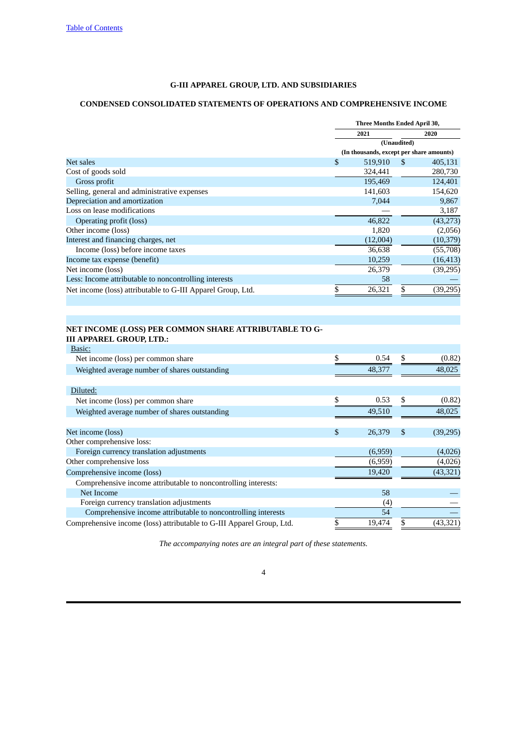**G-III APPAREL GROUP, LTD. AND SUBSIDIARIES**

**CONDENSED CONSOLIDATED STATEMENTS OF OPERATIONS AND COMPREHENSIVE INCOME**

| | Three Months Ended April 30, | |
|---|---|---|
| | 2021 | 2020 |
| | (Unaudited) | |
| | (In thousands, except per share amounts) | |
| Net sales | $ 519,910 | $ 405,131 |
| Cost of goods sold | 324,441 | 280,730 |
| Gross profit | 195,469 | 124,401 |
| Selling, general and administrative expenses | 141,603 | 154,620 |
| Depreciation and amortization | 7,044 | 9,867 |
| Loss on lease modifications | — | 3,187 |
| Operating profit (loss) | 46,822 | (43,273) |
| Other income (loss) | 1,820 | (2,056) |
| Interest and financing charges, net | (12,004) | (10,379) |
| Income (loss) before income taxes | 36,638 | (55,708) |
| Income tax expense (benefit) | 10,259 | (16,413) |
| Net income (loss) | 26,379 | (39,295) |
| Less: Income attributable to noncontrolling interests | 58 | — |
| Net income (loss) attributable to G-III Apparel Group, Ltd. | $ 26,321 | $ (39,295) |
| | | |
| **NET INCOME (LOSS) PER COMMON SHARE ATTRIBUTABLE TO G-III APPAREL GROUP, LTD.:** | | |
| Basic: | | |
| Net income (loss) per common share | $ 0.54 | $ (0.82) |
| Weighted average number of shares outstanding | 48,377 | 48,025 |
| Diluted: | | |
| Net income (loss) per common share | $ 0.53 | $ (0.82) |
| Weighted average number of shares outstanding | 49,510 | 48,025 |
| | | |
| Net income (loss) | $ 26,379 | $ (39,295) |
| Other comprehensive loss: | | |
| Foreign currency translation adjustments | (6,959) | (4,026) |
| Other comprehensive loss | (6,959) | (4,026) |
| Comprehensive income (loss) | 19,420 | (43,321) |
| Comprehensive income attributable to noncontrolling interests: | | |
| Net Income | 58 | — |
| Foreign currency translation adjustments | (4) | — |
| Comprehensive income attributable to noncontrolling interests | 54 | — |
| Comprehensive income (loss) attributable to G-III Apparel Group, Ltd. | $ 19,474 | $ (43,321) |

*The accompanying notes are an integral part of these statements.*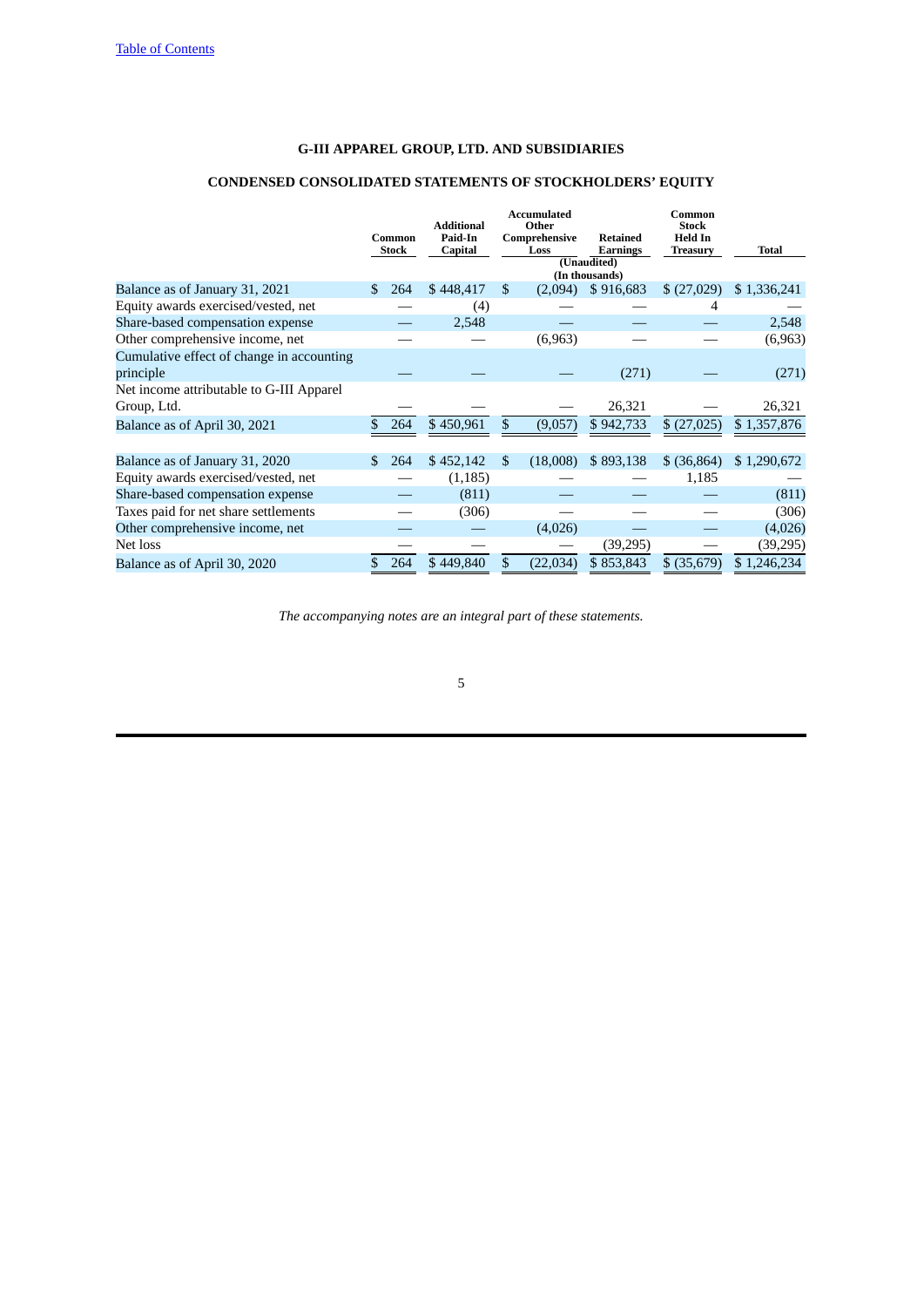Table of Contents

# G-III APPAREL GROUP, LTD. AND SUBSIDIARIES

## CONDENSED CONSOLIDATED STATEMENTS OF STOCKHOLDERS' EQUITY

| | Common Stock | Additional Paid-In Capital | Accumulated Other Comprehensive Loss | Retained Earnings | Common Stock Held In Treasury | Total |
|---|---|---|---|---|---|---|
| | | | (Unaudited) (In thousands) | | | |
| Balance as of January 31, 2021 | $ 264 | $ 448,417 | $ (2,094) | $ 916,683 | $ (27,029) | $ 1,336,241 |
| Equity awards exercised/vested, net | — | (4) | — | — | 4 | — |
| Share-based compensation expense | — | 2,548 | — | — | — | 2,548 |
| Other comprehensive income, net | — | — | (6,963) | — | — | (6,963) |
| Cumulative effect of change in accounting principle | — | — | — | (271) | — | (271) |
| Net income attributable to G-III Apparel Group, Ltd. | — | — | — | 26,321 | — | 26,321 |
| Balance as of April 30, 2021 | $ 264 | $ 450,961 | $ (9,057) | $ 942,733 | $ (27,025) | $ 1,357,876 |
| | | | | | | |
| Balance as of January 31, 2020 | $ 264 | $ 452,142 | $ (18,008) | $ 893,138 | $ (36,864) | $ 1,290,672 |
| Equity awards exercised/vested, net | — | (1,185) | — | — | 1,185 | — |
| Share-based compensation expense | — | (811) | — | — | — | (811) |
| Taxes paid for net share settlements | — | (306) | — | — | — | (306) |
| Other comprehensive income, net | — | — | (4,026) | — | — | (4,026) |
| Net loss | — | — | — | (39,295) | — | (39,295) |
| Balance as of April 30, 2020 | $ 264 | $ 449,840 | $ (22,034) | $ 853,843 | $ (35,679) | $ 1,246,234 |

*The accompanying notes are an integral part of these statements.*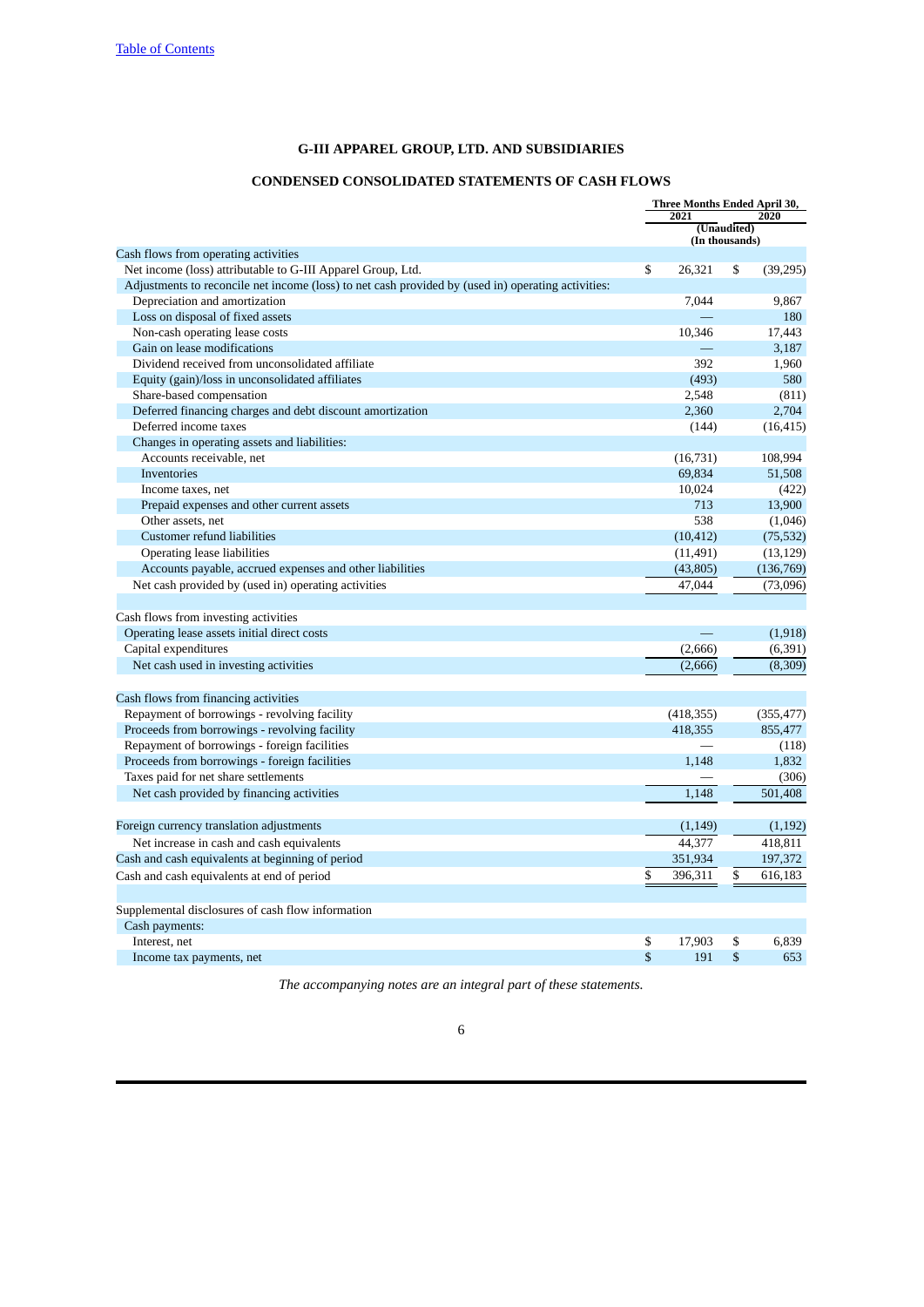Table of Contents

# G-III APPAREL GROUP, LTD. AND SUBSIDIARIES

## CONDENSED CONSOLIDATED STATEMENTS OF CASH FLOWS

| | Three Months Ended April 30, 2021 | Three Months Ended April 30, 2020 |
|---|---|---|
| | (Unaudited) (In thousands) | |
| Cash flows from operating activities | | |
| Net income (loss) attributable to G-III Apparel Group, Ltd. | $ 26,321 | $ (39,295) |
| Adjustments to reconcile net income (loss) to net cash provided by (used in) operating activities: | | |
| Depreciation and amortization | 7,044 | 9,867 |
| Loss on disposal of fixed assets | — | 180 |
| Non-cash operating lease costs | 10,346 | 17,443 |
| Gain on lease modifications | — | 3,187 |
| Dividend received from unconsolidated affiliate | 392 | 1,960 |
| Equity (gain)/loss in unconsolidated affiliates | (493) | 580 |
| Share-based compensation | 2,548 | (811) |
| Deferred financing charges and debt discount amortization | 2,360 | 2,704 |
| Deferred income taxes | (144) | (16,415) |
| Changes in operating assets and liabilities: | | |
| Accounts receivable, net | (16,731) | 108,994 |
| Inventories | 69,834 | 51,508 |
| Income taxes, net | 10,024 | (422) |
| Prepaid expenses and other current assets | 713 | 13,900 |
| Other assets, net | 538 | (1,046) |
| Customer refund liabilities | (10,412) | (75,532) |
| Operating lease liabilities | (11,491) | (13,129) |
| Accounts payable, accrued expenses and other liabilities | (43,805) | (136,769) |
| Net cash provided by (used in) operating activities | 47,044 | (73,096) |
| | | |
| Cash flows from investing activities | | |
| Operating lease assets initial direct costs | — | (1,918) |
| Capital expenditures | (2,666) | (6,391) |
| Net cash used in investing activities | (2,666) | (8,309) |
| | | |
| Cash flows from financing activities | | |
| Repayment of borrowings - revolving facility | (418,355) | (355,477) |
| Proceeds from borrowings - revolving facility | 418,355 | 855,477 |
| Repayment of borrowings - foreign facilities | — | (118) |
| Proceeds from borrowings - foreign facilities | 1,148 | 1,832 |
| Taxes paid for net share settlements | — | (306) |
| Net cash provided by financing activities | 1,148 | 501,408 |
| | | |
| Foreign currency translation adjustments | (1,149) | (1,192) |
| Net increase in cash and cash equivalents | 44,377 | 418,811 |
| Cash and cash equivalents at beginning of period | 351,934 | 197,372 |
| Cash and cash equivalents at end of period | $ 396,311 | $ 616,183 |
| | | |
| Supplemental disclosures of cash flow information | | |
| Cash payments: | | |
| Interest, net | $ 17,903 | $ 6,839 |
| Income tax payments, net | $ 191 | $ 653 |

*The accompanying notes are an integral part of these statements.*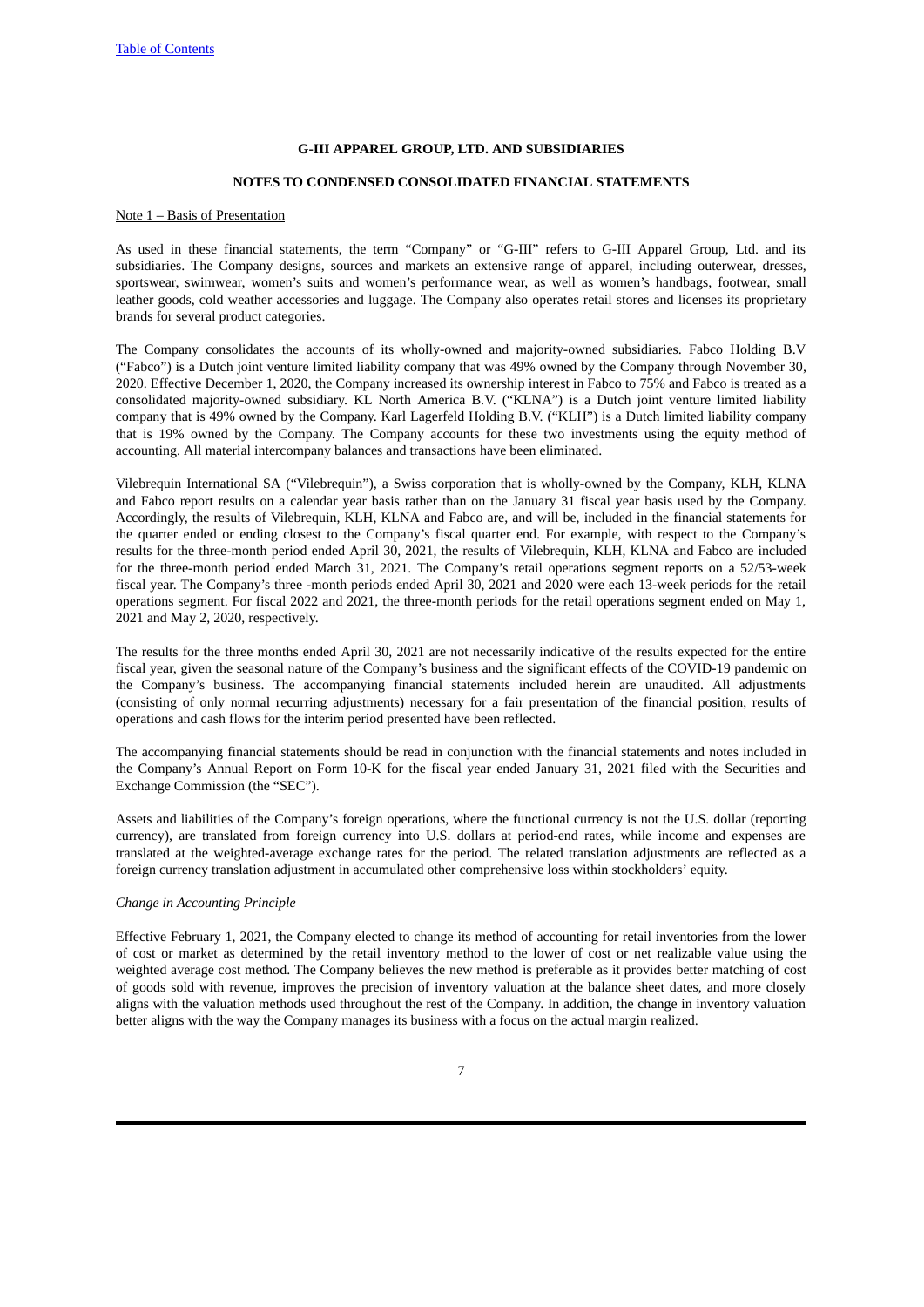**G-III APPAREL GROUP, LTD. AND SUBSIDIARIES**

**NOTES TO CONDENSED CONSOLIDATED FINANCIAL STATEMENTS**

Note 1 – Basis of Presentation

As used in these financial statements, the term "Company" or "G-III" refers to G-III Apparel Group, Ltd. and its subsidiaries. The Company designs, sources and markets an extensive range of apparel, including outerwear, dresses, sportswear, swimwear, women's suits and women's performance wear, as well as women's handbags, footwear, small leather goods, cold weather accessories and luggage. The Company also operates retail stores and licenses its proprietary brands for several product categories.

The Company consolidates the accounts of its wholly-owned and majority-owned subsidiaries. Fabco Holding B.V ("Fabco") is a Dutch joint venture limited liability company that was 49% owned by the Company through November 30, 2020. Effective December 1, 2020, the Company increased its ownership interest in Fabco to 75% and Fabco is treated as a consolidated majority-owned subsidiary. KL North America B.V. ("KLNA") is a Dutch joint venture limited liability company that is 49% owned by the Company. Karl Lagerfeld Holding B.V. ("KLH") is a Dutch limited liability company that is 19% owned by the Company. The Company accounts for these two investments using the equity method of accounting. All material intercompany balances and transactions have been eliminated.

Vilebrequin International SA ("Vilebrequin"), a Swiss corporation that is wholly-owned by the Company, KLH, KLNA and Fabco report results on a calendar year basis rather than on the January 31 fiscal year basis used by the Company. Accordingly, the results of Vilebrequin, KLH, KLNA and Fabco are, and will be, included in the financial statements for the quarter ended or ending closest to the Company's fiscal quarter end. For example, with respect to the Company's results for the three-month period ended April 30, 2021, the results of Vilebrequin, KLH, KLNA and Fabco are included for the three-month period ended March 31, 2021. The Company's retail operations segment reports on a 52/53-week fiscal year. The Company's three -month periods ended April 30, 2021 and 2020 were each 13-week periods for the retail operations segment. For fiscal 2022 and 2021, the three-month periods for the retail operations segment ended on May 1, 2021 and May 2, 2020, respectively.

The results for the three months ended April 30, 2021 are not necessarily indicative of the results expected for the entire fiscal year, given the seasonal nature of the Company's business and the significant effects of the COVID-19 pandemic on the Company's business. The accompanying financial statements included herein are unaudited. All adjustments (consisting of only normal recurring adjustments) necessary for a fair presentation of the financial position, results of operations and cash flows for the interim period presented have been reflected.

The accompanying financial statements should be read in conjunction with the financial statements and notes included in the Company's Annual Report on Form 10-K for the fiscal year ended January 31, 2021 filed with the Securities and Exchange Commission (the "SEC").

Assets and liabilities of the Company's foreign operations, where the functional currency is not the U.S. dollar (reporting currency), are translated from foreign currency into U.S. dollars at period-end rates, while income and expenses are translated at the weighted-average exchange rates for the period. The related translation adjustments are reflected as a foreign currency translation adjustment in accumulated other comprehensive loss within stockholders' equity.

*Change in Accounting Principle*

Effective February 1, 2021, the Company elected to change its method of accounting for retail inventories from the lower of cost or market as determined by the retail inventory method to the lower of cost or net realizable value using the weighted average cost method. The Company believes the new method is preferable as it provides better matching of cost of goods sold with revenue, improves the precision of inventory valuation at the balance sheet dates, and more closely aligns with the valuation methods used throughout the rest of the Company. In addition, the change in inventory valuation better aligns with the way the Company manages its business with a focus on the actual margin realized.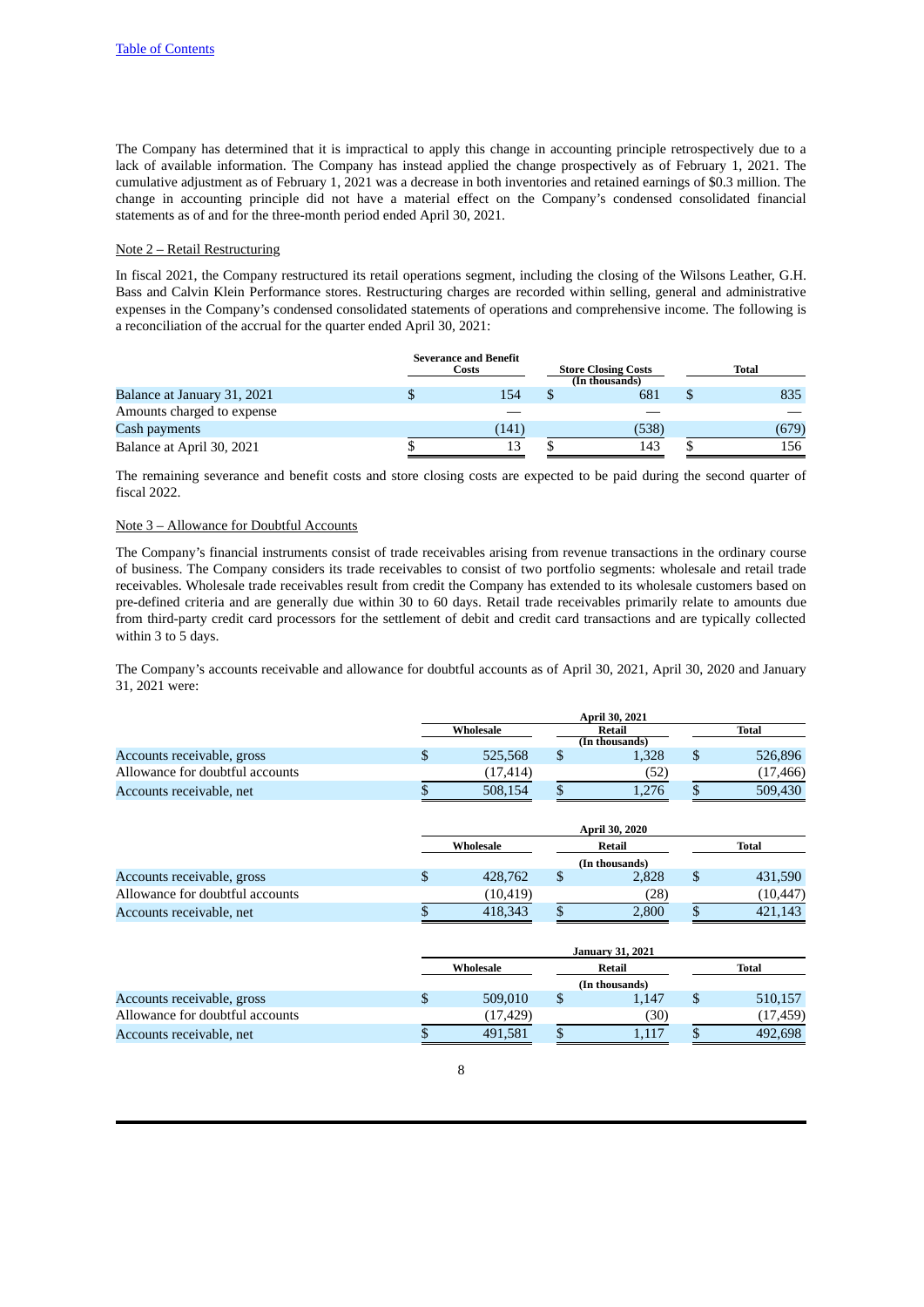The Company has determined that it is impractical to apply this change in accounting principle retrospectively due to a lack of available information. The Company has instead applied the change prospectively as of February 1, 2021. The cumulative adjustment as of February 1, 2021 was a decrease in both inventories and retained earnings of $0.3 million. The change in accounting principle did not have a material effect on the Company's condensed consolidated financial statements as of and for the three-month period ended April 30, 2021.

Note 2 – Retail Restructuring

In fiscal 2021, the Company restructured its retail operations segment, including the closing of the Wilsons Leather, G.H. Bass and Calvin Klein Performance stores. Restructuring charges are recorded within selling, general and administrative expenses in the Company's condensed consolidated statements of operations and comprehensive income. The following is a reconciliation of the accrual for the quarter ended April 30, 2021:

| | Severance and Benefit Costs | Store Closing Costs | Total |
|---|---|---|---|
| | | (In thousands) | |
| Balance at January 31, 2021 | $ 154 | $ 681 | $ 835 |
| Amounts charged to expense | — | — | — |
| Cash payments | (141) | (538) | (679) |
| Balance at April 30, 2021 | $ 13 | $ 143 | $ 156 |

The remaining severance and benefit costs and store closing costs are expected to be paid during the second quarter of fiscal 2022.

Note 3 – Allowance for Doubtful Accounts

The Company's financial instruments consist of trade receivables arising from revenue transactions in the ordinary course of business. The Company considers its trade receivables to consist of two portfolio segments: wholesale and retail trade receivables. Wholesale trade receivables result from credit the Company has extended to its wholesale customers based on pre-defined criteria and are generally due within 30 to 60 days. Retail trade receivables primarily relate to amounts due from third-party credit card processors for the settlement of debit and credit card transactions and are typically collected within 3 to 5 days.

The Company's accounts receivable and allowance for doubtful accounts as of April 30, 2021, April 30, 2020 and January 31, 2021 were:

| | April 30, 2021 | | |
|---|---|---|---|
| | Wholesale | Retail | Total |
| | | (In thousands) | |
| Accounts receivable, gross | $ 525,568 | $ 1,328 | $ 526,896 |
| Allowance for doubtful accounts | (17,414) | (52) | (17,466) |
| Accounts receivable, net | $ 508,154 | $ 1,276 | $ 509,430 |

| | April 30, 2020 | | |
|---|---|---|---|
| | Wholesale | Retail | Total |
| | | (In thousands) | |
| Accounts receivable, gross | $ 428,762 | $ 2,828 | $ 431,590 |
| Allowance for doubtful accounts | (10,419) | (28) | (10,447) |
| Accounts receivable, net | $ 418,343 | $ 2,800 | $ 421,143 |

| | January 31, 2021 | | |
|---|---|---|---|
| | Wholesale | Retail | Total |
| | | (In thousands) | |
| Accounts receivable, gross | $ 509,010 | $ 1,147 | $ 510,157 |
| Allowance for doubtful accounts | (17,429) | (30) | (17,459) |
| Accounts receivable, net | $ 491,581 | $ 1,117 | $ 492,698 |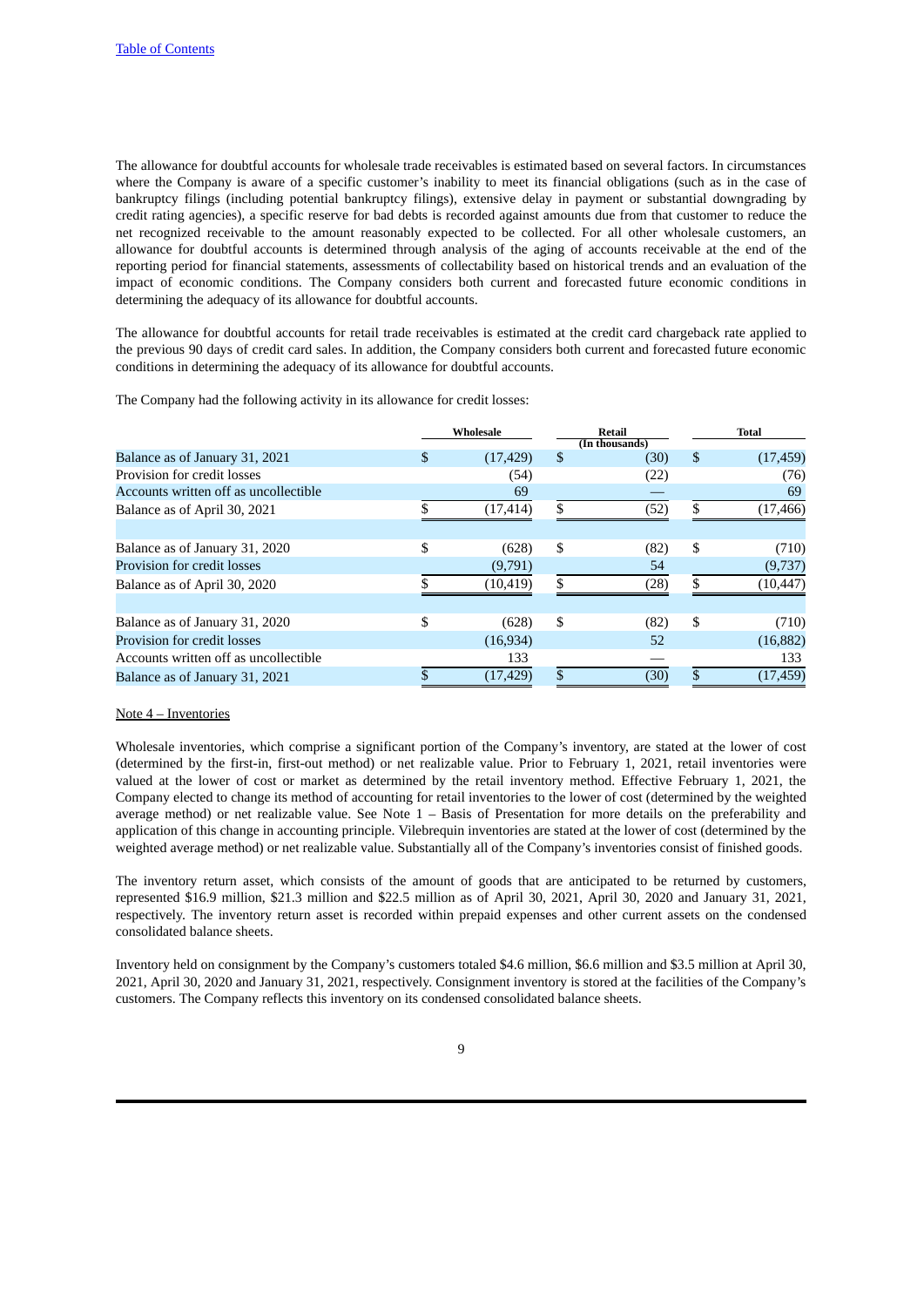The allowance for doubtful accounts for wholesale trade receivables is estimated based on several factors. In circumstances where the Company is aware of a specific customer's inability to meet its financial obligations (such as in the case of bankruptcy filings (including potential bankruptcy filings), extensive delay in payment or substantial downgrading by credit rating agencies), a specific reserve for bad debts is recorded against amounts due from that customer to reduce the net recognized receivable to the amount reasonably expected to be collected. For all other wholesale customers, an allowance for doubtful accounts is determined through analysis of the aging of accounts receivable at the end of the reporting period for financial statements, assessments of collectability based on historical trends and an evaluation of the impact of economic conditions. The Company considers both current and forecasted future economic conditions in determining the adequacy of its allowance for doubtful accounts.

The allowance for doubtful accounts for retail trade receivables is estimated at the credit card chargeback rate applied to the previous 90 days of credit card sales. In addition, the Company considers both current and forecasted future economic conditions in determining the adequacy of its allowance for doubtful accounts.

The Company had the following activity in its allowance for credit losses:

| | Wholesale | Retail (In thousands) | Total |
|---|---|---|---|
| Balance as of January 31, 2021 | $ (17,429) | $ (30) | $ (17,459) |
| Provision for credit losses | (54) | (22) | (76) |
| Accounts written off as uncollectible | 69 | — | 69 |
| Balance as of April 30, 2021 | $ (17,414) | $ (52) | $ (17,466) |
| | | | |
| Balance as of January 31, 2020 | $ (628) | $ (82) | $ (710) |
| Provision for credit losses | (9,791) | 54 | (9,737) |
| Balance as of April 30, 2020 | $ (10,419) | $ (28) | $ (10,447) |
| | | | |
| Balance as of January 31, 2020 | $ (628) | $ (82) | $ (710) |
| Provision for credit losses | (16,934) | 52 | (16,882) |
| Accounts written off as uncollectible | 133 | — | 133 |
| Balance as of January 31, 2021 | $ (17,429) | $ (30) | $ (17,459) |

Note 4 – Inventories

Wholesale inventories, which comprise a significant portion of the Company's inventory, are stated at the lower of cost (determined by the first-in, first-out method) or net realizable value. Prior to February 1, 2021, retail inventories were valued at the lower of cost or market as determined by the retail inventory method. Effective February 1, 2021, the Company elected to change its method of accounting for retail inventories to the lower of cost (determined by the weighted average method) or net realizable value. See Note 1 – Basis of Presentation for more details on the preferability and application of this change in accounting principle. Vilebrequin inventories are stated at the lower of cost (determined by the weighted average method) or net realizable value. Substantially all of the Company's inventories consist of finished goods.

The inventory return asset, which consists of the amount of goods that are anticipated to be returned by customers, represented $16.9 million, $21.3 million and $22.5 million as of April 30, 2021, April 30, 2020 and January 31, 2021, respectively. The inventory return asset is recorded within prepaid expenses and other current assets on the condensed consolidated balance sheets.

Inventory held on consignment by the Company's customers totaled $4.6 million, $6.6 million and $3.5 million at April 30, 2021, April 30, 2020 and January 31, 2021, respectively. Consignment inventory is stored at the facilities of the Company's customers. The Company reflects this inventory on its condensed consolidated balance sheets.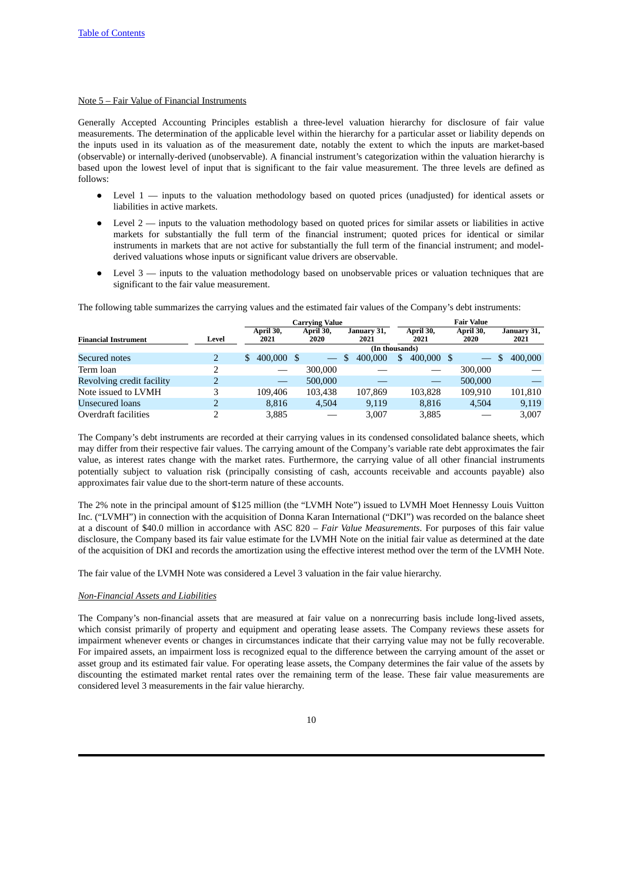Note 5 – Fair Value of Financial Instruments

Generally Accepted Accounting Principles establish a three-level valuation hierarchy for disclosure of fair value measurements. The determination of the applicable level within the hierarchy for a particular asset or liability depends on the inputs used in its valuation as of the measurement date, notably the extent to which the inputs are market-based (observable) or internally-derived (unobservable). A financial instrument's categorization within the valuation hierarchy is based upon the lowest level of input that is significant to the fair value measurement. The three levels are defined as follows:

- Level 1 — inputs to the valuation methodology based on quoted prices (unadjusted) for identical assets or liabilities in active markets.
- Level 2 — inputs to the valuation methodology based on quoted prices for similar assets or liabilities in active markets for substantially the full term of the financial instrument; quoted prices for identical or similar instruments in markets that are not active for substantially the full term of the financial instrument; and model-derived valuations whose inputs or significant value drivers are observable.
- Level 3 — inputs to the valuation methodology based on unobservable prices or valuation techniques that are significant to the fair value measurement.

The following table summarizes the carrying values and the estimated fair values of the Company's debt instruments:

| | | Carrying Value | | | Fair Value | | |
|---|---|---|---|---|---|---|---|
| Financial Instrument | Level | April 30, 2021 | April 30, 2020 | January 31, 2021 | April 30, 2021 | April 30, 2020 | January 31, 2021 |
| | | (In thousands) | | | | | |
| Secured notes | 2 | $ 400,000 | $ — | $ 400,000 | $ 400,000 | $ — | $ 400,000 |
| Term loan | 2 | — | 300,000 | — | — | 300,000 | — |
| Revolving credit facility | 2 | — | 500,000 | — | — | 500,000 | — |
| Note issued to LVMH | 3 | 109,406 | 103,438 | 107,869 | 103,828 | 109,910 | 101,810 |
| Unsecured loans | 2 | 8,816 | 4,504 | 9,119 | 8,816 | 4,504 | 9,119 |
| Overdraft facilities | 2 | 3,885 | — | 3,007 | 3,885 | — | 3,007 |

The Company's debt instruments are recorded at their carrying values in its condensed consolidated balance sheets, which may differ from their respective fair values. The carrying amount of the Company's variable rate debt approximates the fair value, as interest rates change with the market rates. Furthermore, the carrying value of all other financial instruments potentially subject to valuation risk (principally consisting of cash, accounts receivable and accounts payable) also approximates fair value due to the short-term nature of these accounts.

The 2% note in the principal amount of $125 million (the "LVMH Note") issued to LVMH Moet Hennessy Louis Vuitton Inc. ("LVMH") in connection with the acquisition of Donna Karan International ("DKI") was recorded on the balance sheet at a discount of $40.0 million in accordance with ASC 820 – *Fair Value Measurements*. For purposes of this fair value disclosure, the Company based its fair value estimate for the LVMH Note on the initial fair value as determined at the date of the acquisition of DKI and records the amortization using the effective interest method over the term of the LVMH Note.

The fair value of the LVMH Note was considered a Level 3 valuation in the fair value hierarchy.

*Non-Financial Assets and Liabilities*

The Company's non-financial assets that are measured at fair value on a nonrecurring basis include long-lived assets, which consist primarily of property and equipment and operating lease assets. The Company reviews these assets for impairment whenever events or changes in circumstances indicate that their carrying value may not be fully recoverable. For impaired assets, an impairment loss is recognized equal to the difference between the carrying amount of the asset or asset group and its estimated fair value. For operating lease assets, the Company determines the fair value of the assets by discounting the estimated market rental rates over the remaining term of the lease. These fair value measurements are considered level 3 measurements in the fair value hierarchy.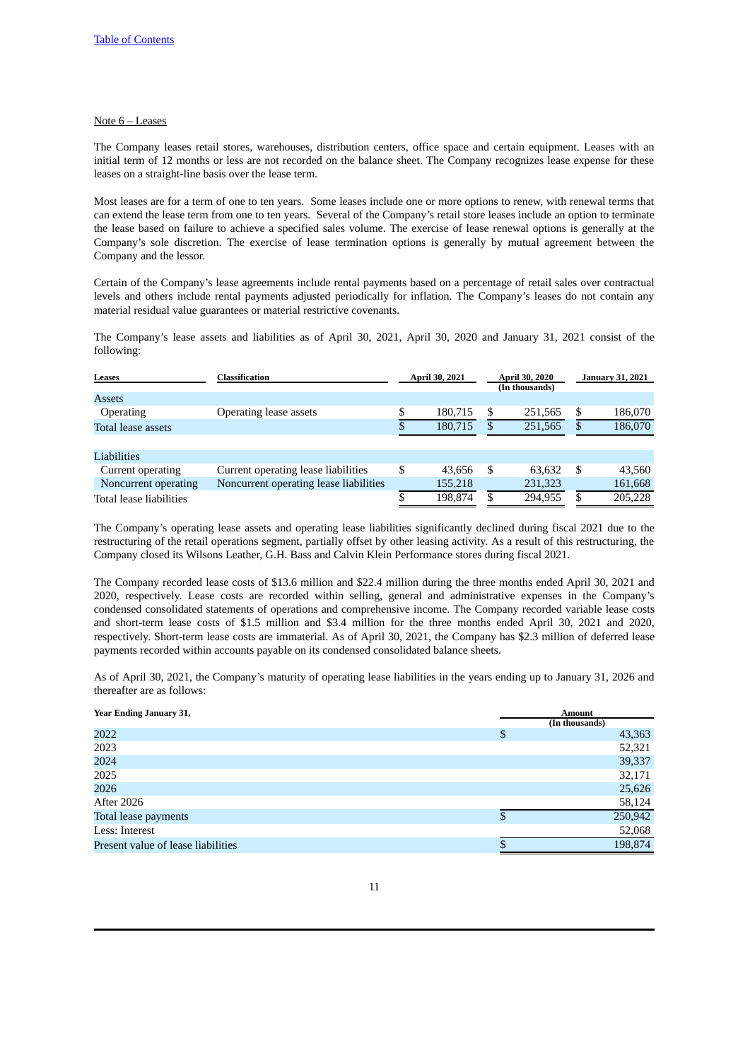[Table of Contents](#)

Note 6 – Leases

The Company leases retail stores, warehouses, distribution centers, office space and certain equipment. Leases with an initial term of 12 months or less are not recorded on the balance sheet. The Company recognizes lease expense for these leases on a straight-line basis over the lease term.

Most leases are for a term of one to ten years. Some leases include one or more options to renew, with renewal terms that can extend the lease term from one to ten years. Several of the Company's retail store leases include an option to terminate the lease based on failure to achieve a specified sales volume. The exercise of lease renewal options is generally at the Company's sole discretion. The exercise of lease termination options is generally by mutual agreement between the Company and the lessor.

Certain of the Company's lease agreements include rental payments based on a percentage of retail sales over contractual levels and others include rental payments adjusted periodically for inflation. The Company's leases do not contain any material residual value guarantees or material restrictive covenants.

The Company's lease assets and liabilities as of April 30, 2021, April 30, 2020 and January 31, 2021 consist of the following:

| Leases | Classification | April 30, 2021 | April 30, 2020 | January 31, 2021 |
|---|---|---|---|---|
| | | | (In thousands) | |
| Assets | | | | |
| Operating | Operating lease assets | $ 180,715 | $ 251,565 | $ 186,070 |
| Total lease assets | | $ 180,715 | $ 251,565 | $ 186,070 |
| | | | | |
| Liabilities | | | | |
| Current operating | Current operating lease liabilities | $ 43,656 | $ 63,632 | $ 43,560 |
| Noncurrent operating | Noncurrent operating lease liabilities | 155,218 | 231,323 | 161,668 |
| Total lease liabilities | | $ 198,874 | $ 294,955 | $ 205,228 |

The Company's operating lease assets and operating lease liabilities significantly declined during fiscal 2021 due to the restructuring of the retail operations segment, partially offset by other leasing activity. As a result of this restructuring, the Company closed its Wilsons Leather, G.H. Bass and Calvin Klein Performance stores during fiscal 2021.

The Company recorded lease costs of $13.6 million and $22.4 million during the three months ended April 30, 2021 and 2020, respectively. Lease costs are recorded within selling, general and administrative expenses in the Company's condensed consolidated statements of operations and comprehensive income. The Company recorded variable lease costs and short-term lease costs of $1.5 million and $3.4 million for the three months ended April 30, 2021 and 2020, respectively. Short-term lease costs are immaterial. As of April 30, 2021, the Company has $2.3 million of deferred lease payments recorded within accounts payable on its condensed consolidated balance sheets.

As of April 30, 2021, the Company's maturity of operating lease liabilities in the years ending up to January 31, 2026 and thereafter are as follows:

| Year Ending January 31, | Amount (In thousands) |
|---|---|
| 2022 | $ 43,363 |
| 2023 | 52,321 |
| 2024 | 39,337 |
| 2025 | 32,171 |
| 2026 | 25,626 |
| After 2026 | 58,124 |
| Total lease payments | $ 250,942 |
| Less: Interest | 52,068 |
| Present value of lease liabilities | $ 198,874 |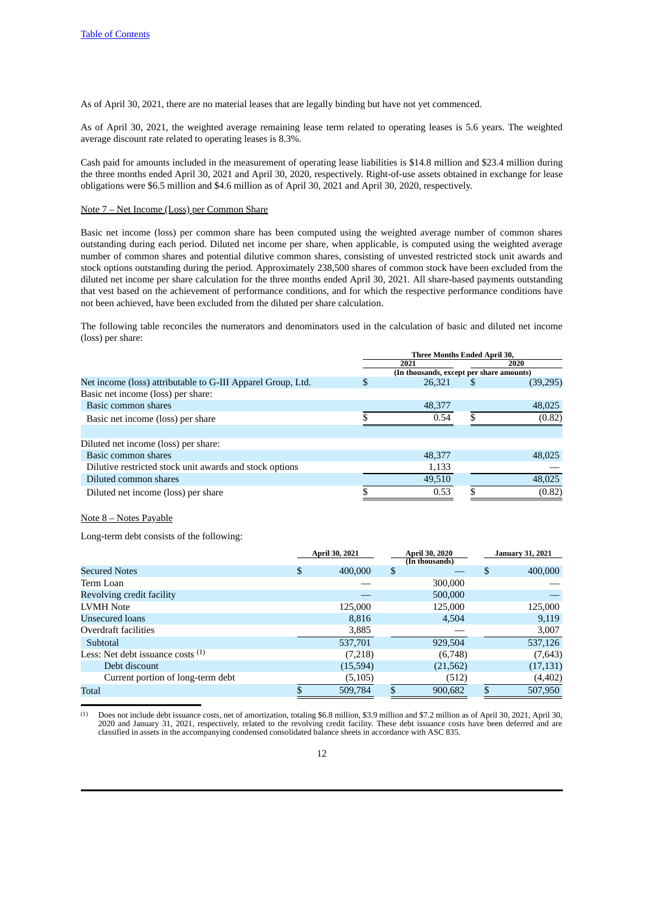As of April 30, 2021, there are no material leases that are legally binding but have not yet commenced.

As of April 30, 2021, the weighted average remaining lease term related to operating leases is 5.6 years. The weighted average discount rate related to operating leases is 8.3%.

Cash paid for amounts included in the measurement of operating lease liabilities is $14.8 million and $23.4 million during the three months ended April 30, 2021 and April 30, 2020, respectively. Right-of-use assets obtained in exchange for lease obligations were $6.5 million and $4.6 million as of April 30, 2021 and April 30, 2020, respectively.

Note 7 – Net Income (Loss) per Common Share

Basic net income (loss) per common share has been computed using the weighted average number of common shares outstanding during each period. Diluted net income per share, when applicable, is computed using the weighted average number of common shares and potential dilutive common shares, consisting of unvested restricted stock unit awards and stock options outstanding during the period. Approximately 238,500 shares of common stock have been excluded from the diluted net income per share calculation for the three months ended April 30, 2021. All share-based payments outstanding that vest based on the achievement of performance conditions, and for which the respective performance conditions have not been achieved, have been excluded from the diluted per share calculation.

The following table reconciles the numerators and denominators used in the calculation of basic and diluted net income (loss) per share:

| | Three Months Ended April 30, | |
|---|---|---|
| | 2021 | 2020 |
| | (In thousands, except per share amounts) | |
| Net income (loss) attributable to G-III Apparel Group, Ltd. | $ 26,321 | $ (39,295) |
| Basic net income (loss) per share: | | |
| Basic common shares | 48,377 | 48,025 |
| Basic net income (loss) per share | $ 0.54 | $ (0.82) |
| | | |
| Diluted net income (loss) per share: | | |
| Basic common shares | 48,377 | 48,025 |
| Dilutive restricted stock unit awards and stock options | 1,133 | — |
| Diluted common shares | 49,510 | 48,025 |
| Diluted net income (loss) per share | $ 0.53 | $ (0.82) |

Note 8 – Notes Payable

Long-term debt consists of the following:

| | April 30, 2021 | April 30, 2020 | January 31, 2021 |
|---|---|---|---|
| | | (In thousands) | |
| Secured Notes | $ 400,000 | $ — | $ 400,000 |
| Term Loan | — | 300,000 | — |
| Revolving credit facility | — | 500,000 | — |
| LVMH Note | 125,000 | 125,000 | 125,000 |
| Unsecured loans | 8,816 | 4,504 | 9,119 |
| Overdraft facilities | 3,885 | — | 3,007 |
| Subtotal | 537,701 | 929,504 | 537,126 |
| Less: Net debt issuance costs [(1)] | (7,218) | (6,748) | (7,643) |
| Debt discount | (15,594) | (21,562) | (17,131) |
| Current portion of long-term debt | (5,105) | (512) | (4,402) |
| Total | $ 509,784 | $ 900,682 | $ 507,950 |

(1) Does not include debt issuance costs, net of amortization, totaling $6.8 million, $3.9 million and $7.2 million as of April 30, 2021, April 30, 2020 and January 31, 2021, respectively, related to the revolving credit facility. These debt issuance costs have been deferred and are classified in assets in the accompanying condensed consolidated balance sheets in accordance with ASC 835.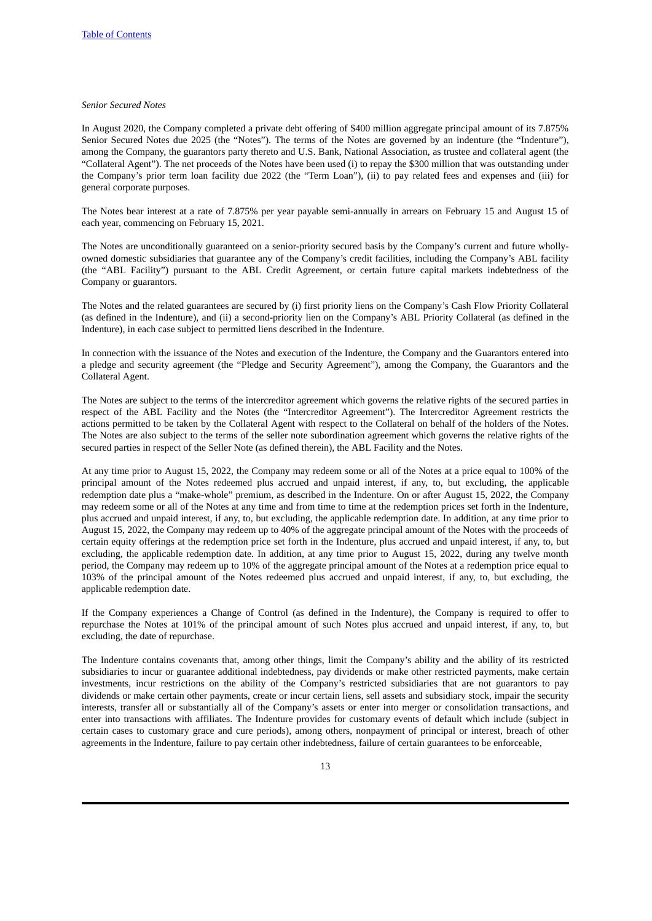*Senior Secured Notes*

In August 2020, the Company completed a private debt offering of $400 million aggregate principal amount of its 7.875% Senior Secured Notes due 2025 (the "Notes"). The terms of the Notes are governed by an indenture (the "Indenture"), among the Company, the guarantors party thereto and U.S. Bank, National Association, as trustee and collateral agent (the "Collateral Agent"). The net proceeds of the Notes have been used (i) to repay the $300 million that was outstanding under the Company's prior term loan facility due 2022 (the "Term Loan"), (ii) to pay related fees and expenses and (iii) for general corporate purposes.

The Notes bear interest at a rate of 7.875% per year payable semi-annually in arrears on February 15 and August 15 of each year, commencing on February 15, 2021.

The Notes are unconditionally guaranteed on a senior-priority secured basis by the Company's current and future wholly-owned domestic subsidiaries that guarantee any of the Company's credit facilities, including the Company's ABL facility (the "ABL Facility") pursuant to the ABL Credit Agreement, or certain future capital markets indebtedness of the Company or guarantors.

The Notes and the related guarantees are secured by (i) first priority liens on the Company's Cash Flow Priority Collateral (as defined in the Indenture), and (ii) a second-priority lien on the Company's ABL Priority Collateral (as defined in the Indenture), in each case subject to permitted liens described in the Indenture.

In connection with the issuance of the Notes and execution of the Indenture, the Company and the Guarantors entered into a pledge and security agreement (the "Pledge and Security Agreement"), among the Company, the Guarantors and the Collateral Agent.

The Notes are subject to the terms of the intercreditor agreement which governs the relative rights of the secured parties in respect of the ABL Facility and the Notes (the "Intercreditor Agreement"). The Intercreditor Agreement restricts the actions permitted to be taken by the Collateral Agent with respect to the Collateral on behalf of the holders of the Notes. The Notes are also subject to the terms of the seller note subordination agreement which governs the relative rights of the secured parties in respect of the Seller Note (as defined therein), the ABL Facility and the Notes.

At any time prior to August 15, 2022, the Company may redeem some or all of the Notes at a price equal to 100% of the principal amount of the Notes redeemed plus accrued and unpaid interest, if any, to, but excluding, the applicable redemption date plus a "make-whole" premium, as described in the Indenture. On or after August 15, 2022, the Company may redeem some or all of the Notes at any time and from time to time at the redemption prices set forth in the Indenture, plus accrued and unpaid interest, if any, to, but excluding, the applicable redemption date. In addition, at any time prior to August 15, 2022, the Company may redeem up to 40% of the aggregate principal amount of the Notes with the proceeds of certain equity offerings at the redemption price set forth in the Indenture, plus accrued and unpaid interest, if any, to, but excluding, the applicable redemption date. In addition, at any time prior to August 15, 2022, during any twelve month period, the Company may redeem up to 10% of the aggregate principal amount of the Notes at a redemption price equal to 103% of the principal amount of the Notes redeemed plus accrued and unpaid interest, if any, to, but excluding, the applicable redemption date.

If the Company experiences a Change of Control (as defined in the Indenture), the Company is required to offer to repurchase the Notes at 101% of the principal amount of such Notes plus accrued and unpaid interest, if any, to, but excluding, the date of repurchase.

The Indenture contains covenants that, among other things, limit the Company's ability and the ability of its restricted subsidiaries to incur or guarantee additional indebtedness, pay dividends or make other restricted payments, make certain investments, incur restrictions on the ability of the Company's restricted subsidiaries that are not guarantors to pay dividends or make certain other payments, create or incur certain liens, sell assets and subsidiary stock, impair the security interests, transfer all or substantially all of the Company's assets or enter into merger or consolidation transactions, and enter into transactions with affiliates. The Indenture provides for customary events of default which include (subject in certain cases to customary grace and cure periods), among others, nonpayment of principal or interest, breach of other agreements in the Indenture, failure to pay certain other indebtedness, failure of certain guarantees to be enforceable,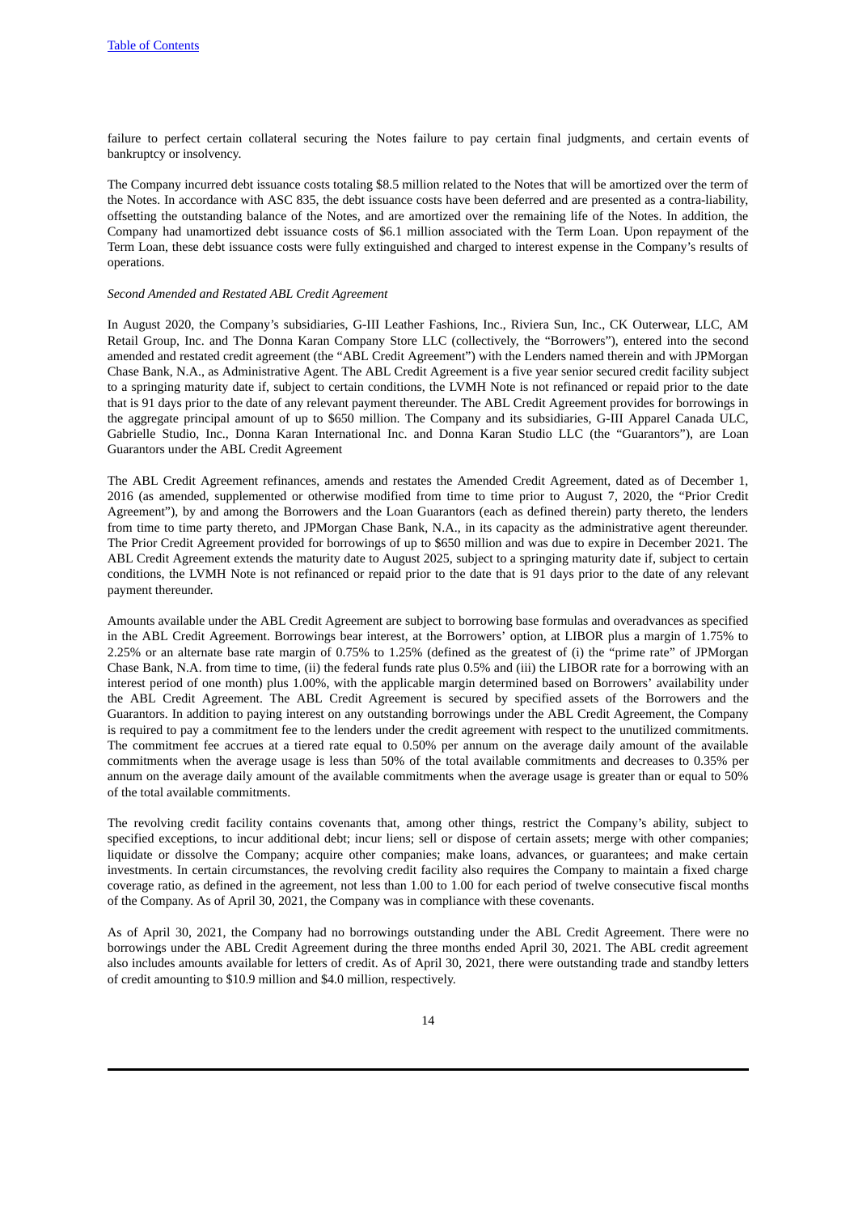failure to perfect certain collateral securing the Notes failure to pay certain final judgments, and certain events of bankruptcy or insolvency.

The Company incurred debt issuance costs totaling $8.5 million related to the Notes that will be amortized over the term of the Notes. In accordance with ASC 835, the debt issuance costs have been deferred and are presented as a contra-liability, offsetting the outstanding balance of the Notes, and are amortized over the remaining life of the Notes. In addition, the Company had unamortized debt issuance costs of $6.1 million associated with the Term Loan. Upon repayment of the Term Loan, these debt issuance costs were fully extinguished and charged to interest expense in the Company's results of operations.

*Second Amended and Restated ABL Credit Agreement*

In August 2020, the Company's subsidiaries, G-III Leather Fashions, Inc., Riviera Sun, Inc., CK Outerwear, LLC, AM Retail Group, Inc. and The Donna Karan Company Store LLC (collectively, the "Borrowers"), entered into the second amended and restated credit agreement (the "ABL Credit Agreement") with the Lenders named therein and with JPMorgan Chase Bank, N.A., as Administrative Agent. The ABL Credit Agreement is a five year senior secured credit facility subject to a springing maturity date if, subject to certain conditions, the LVMH Note is not refinanced or repaid prior to the date that is 91 days prior to the date of any relevant payment thereunder. The ABL Credit Agreement provides for borrowings in the aggregate principal amount of up to $650 million. The Company and its subsidiaries, G-III Apparel Canada ULC, Gabrielle Studio, Inc., Donna Karan International Inc. and Donna Karan Studio LLC (the "Guarantors"), are Loan Guarantors under the ABL Credit Agreement

The ABL Credit Agreement refinances, amends and restates the Amended Credit Agreement, dated as of December 1, 2016 (as amended, supplemented or otherwise modified from time to time prior to August 7, 2020, the "Prior Credit Agreement"), by and among the Borrowers and the Loan Guarantors (each as defined therein) party thereto, the lenders from time to time party thereto, and JPMorgan Chase Bank, N.A., in its capacity as the administrative agent thereunder. The Prior Credit Agreement provided for borrowings of up to $650 million and was due to expire in December 2021. The ABL Credit Agreement extends the maturity date to August 2025, subject to a springing maturity date if, subject to certain conditions, the LVMH Note is not refinanced or repaid prior to the date that is 91 days prior to the date of any relevant payment thereunder.

Amounts available under the ABL Credit Agreement are subject to borrowing base formulas and overadvances as specified in the ABL Credit Agreement. Borrowings bear interest, at the Borrowers' option, at LIBOR plus a margin of 1.75% to 2.25% or an alternate base rate margin of 0.75% to 1.25% (defined as the greatest of (i) the "prime rate" of JPMorgan Chase Bank, N.A. from time to time, (ii) the federal funds rate plus 0.5% and (iii) the LIBOR rate for a borrowing with an interest period of one month) plus 1.00%, with the applicable margin determined based on Borrowers' availability under the ABL Credit Agreement. The ABL Credit Agreement is secured by specified assets of the Borrowers and the Guarantors. In addition to paying interest on any outstanding borrowings under the ABL Credit Agreement, the Company is required to pay a commitment fee to the lenders under the credit agreement with respect to the unutilized commitments. The commitment fee accrues at a tiered rate equal to 0.50% per annum on the average daily amount of the available commitments when the average usage is less than 50% of the total available commitments and decreases to 0.35% per annum on the average daily amount of the available commitments when the average usage is greater than or equal to 50% of the total available commitments.

The revolving credit facility contains covenants that, among other things, restrict the Company's ability, subject to specified exceptions, to incur additional debt; incur liens; sell or dispose of certain assets; merge with other companies; liquidate or dissolve the Company; acquire other companies; make loans, advances, or guarantees; and make certain investments. In certain circumstances, the revolving credit facility also requires the Company to maintain a fixed charge coverage ratio, as defined in the agreement, not less than 1.00 to 1.00 for each period of twelve consecutive fiscal months of the Company. As of April 30, 2021, the Company was in compliance with these covenants.

As of April 30, 2021, the Company had no borrowings outstanding under the ABL Credit Agreement. There were no borrowings under the ABL Credit Agreement during the three months ended April 30, 2021. The ABL credit agreement also includes amounts available for letters of credit. As of April 30, 2021, there were outstanding trade and standby letters of credit amounting to $10.9 million and $4.0 million, respectively.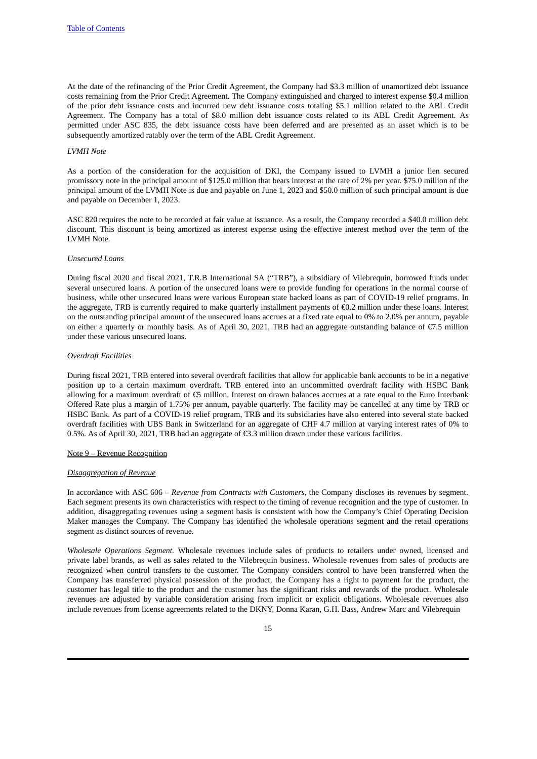At the date of the refinancing of the Prior Credit Agreement, the Company had $3.3 million of unamortized debt issuance costs remaining from the Prior Credit Agreement. The Company extinguished and charged to interest expense $0.4 million of the prior debt issuance costs and incurred new debt issuance costs totaling $5.1 million related to the ABL Credit Agreement. The Company has a total of $8.0 million debt issuance costs related to its ABL Credit Agreement. As permitted under ASC 835, the debt issuance costs have been deferred and are presented as an asset which is to be subsequently amortized ratably over the term of the ABL Credit Agreement.

*LVMH Note*

As a portion of the consideration for the acquisition of DKI, the Company issued to LVMH a junior lien secured promissory note in the principal amount of $125.0 million that bears interest at the rate of 2% per year. $75.0 million of the principal amount of the LVMH Note is due and payable on June 1, 2023 and $50.0 million of such principal amount is due and payable on December 1, 2023.

ASC 820 requires the note to be recorded at fair value at issuance. As a result, the Company recorded a $40.0 million debt discount. This discount is being amortized as interest expense using the effective interest method over the term of the LVMH Note.

*Unsecured Loans*

During fiscal 2020 and fiscal 2021, T.R.B International SA ("TRB"), a subsidiary of Vilebrequin, borrowed funds under several unsecured loans. A portion of the unsecured loans were to provide funding for operations in the normal course of business, while other unsecured loans were various European state backed loans as part of COVID-19 relief programs. In the aggregate, TRB is currently required to make quarterly installment payments of €0.2 million under these loans. Interest on the outstanding principal amount of the unsecured loans accrues at a fixed rate equal to 0% to 2.0% per annum, payable on either a quarterly or monthly basis. As of April 30, 2021, TRB had an aggregate outstanding balance of €7.5 million under these various unsecured loans.

*Overdraft Facilities*

During fiscal 2021, TRB entered into several overdraft facilities that allow for applicable bank accounts to be in a negative position up to a certain maximum overdraft. TRB entered into an uncommitted overdraft facility with HSBC Bank allowing for a maximum overdraft of €5 million. Interest on drawn balances accrues at a rate equal to the Euro Interbank Offered Rate plus a margin of 1.75% per annum, payable quarterly. The facility may be cancelled at any time by TRB or HSBC Bank. As part of a COVID-19 relief program, TRB and its subsidiaries have also entered into several state backed overdraft facilities with UBS Bank in Switzerland for an aggregate of CHF 4.7 million at varying interest rates of 0% to 0.5%. As of April 30, 2021, TRB had an aggregate of €3.3 million drawn under these various facilities.

## Note 9 – Revenue Recognition

***Disaggregation of Revenue***

In accordance with ASC 606 – *Revenue from Contracts with Customers*, the Company discloses its revenues by segment. Each segment presents its own characteristics with respect to the timing of revenue recognition and the type of customer. In addition, disaggregating revenues using a segment basis is consistent with how the Company's Chief Operating Decision Maker manages the Company. The Company has identified the wholesale operations segment and the retail operations segment as distinct sources of revenue.

*Wholesale Operations Segment.* Wholesale revenues include sales of products to retailers under owned, licensed and private label brands, as well as sales related to the Vilebrequin business. Wholesale revenues from sales of products are recognized when control transfers to the customer. The Company considers control to have been transferred when the Company has transferred physical possession of the product, the Company has a right to payment for the product, the customer has legal title to the product and the customer has the significant risks and rewards of the product. Wholesale revenues are adjusted by variable consideration arising from implicit or explicit obligations. Wholesale revenues also include revenues from license agreements related to the DKNY, Donna Karan, G.H. Bass, Andrew Marc and Vilebrequin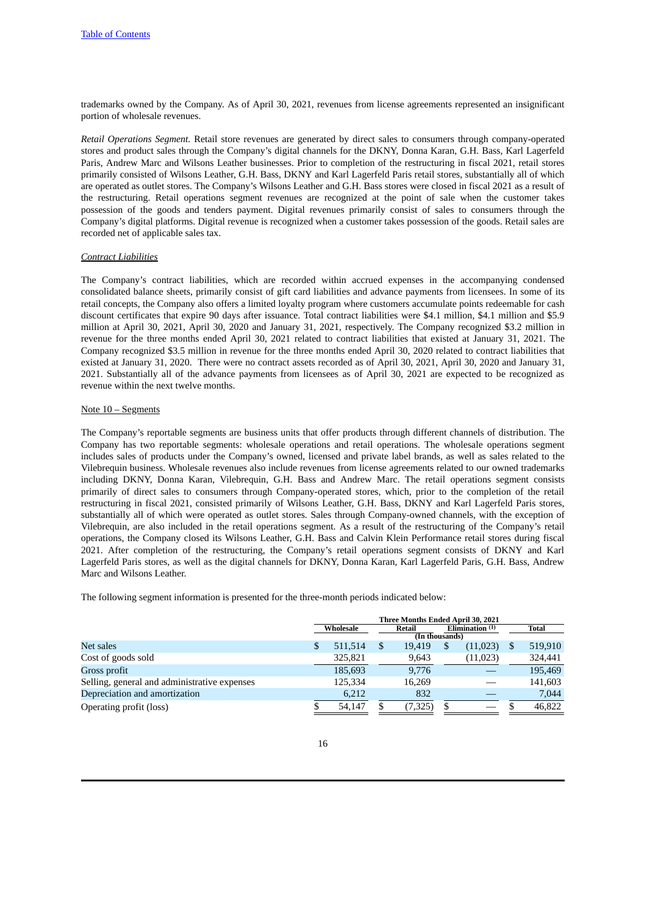trademarks owned by the Company. As of April 30, 2021, revenues from license agreements represented an insignificant portion of wholesale revenues.

*Retail Operations Segment.* Retail store revenues are generated by direct sales to consumers through company-operated stores and product sales through the Company's digital channels for the DKNY, Donna Karan, G.H. Bass, Karl Lagerfeld Paris, Andrew Marc and Wilsons Leather businesses. Prior to completion of the restructuring in fiscal 2021, retail stores primarily consisted of Wilsons Leather, G.H. Bass, DKNY and Karl Lagerfeld Paris retail stores, substantially all of which are operated as outlet stores. The Company's Wilsons Leather and G.H. Bass stores were closed in fiscal 2021 as a result of the restructuring. Retail operations segment revenues are recognized at the point of sale when the customer takes possession of the goods and tenders payment. Digital revenues primarily consist of sales to consumers through the Company's digital platforms. Digital revenue is recognized when a customer takes possession of the goods. Retail sales are recorded net of applicable sales tax.

*Contract Liabilities*

The Company's contract liabilities, which are recorded within accrued expenses in the accompanying condensed consolidated balance sheets, primarily consist of gift card liabilities and advance payments from licensees. In some of its retail concepts, the Company also offers a limited loyalty program where customers accumulate points redeemable for cash discount certificates that expire 90 days after issuance. Total contract liabilities were $4.1 million, $4.1 million and $5.9 million at April 30, 2021, April 30, 2020 and January 31, 2021, respectively. The Company recognized $3.2 million in revenue for the three months ended April 30, 2021 related to contract liabilities that existed at January 31, 2021. The Company recognized $3.5 million in revenue for the three months ended April 30, 2020 related to contract liabilities that existed at January 31, 2020. There were no contract assets recorded as of April 30, 2021, April 30, 2020 and January 31, 2021. Substantially all of the advance payments from licensees as of April 30, 2021 are expected to be recognized as revenue within the next twelve months.

Note 10 – Segments

The Company's reportable segments are business units that offer products through different channels of distribution. The Company has two reportable segments: wholesale operations and retail operations. The wholesale operations segment includes sales of products under the Company's owned, licensed and private label brands, as well as sales related to the Vilebrequin business. Wholesale revenues also include revenues from license agreements related to our owned trademarks including DKNY, Donna Karan, Vilebrequin, G.H. Bass and Andrew Marc. The retail operations segment consists primarily of direct sales to consumers through Company-operated stores, which, prior to the completion of the retail restructuring in fiscal 2021, consisted primarily of Wilsons Leather, G.H. Bass, DKNY and Karl Lagerfeld Paris stores, substantially all of which were operated as outlet stores. Sales through Company-owned channels, with the exception of Vilebrequin, are also included in the retail operations segment. As a result of the restructuring of the Company's retail operations, the Company closed its Wilsons Leather, G.H. Bass and Calvin Klein Performance retail stores during fiscal 2021. After completion of the restructuring, the Company's retail operations segment consists of DKNY and Karl Lagerfeld Paris stores, as well as the digital channels for DKNY, Donna Karan, Karl Lagerfeld Paris, G.H. Bass, Andrew Marc and Wilsons Leather.

The following segment information is presented for the three-month periods indicated below:

| | Three Months Ended April 30, 2021 | | | |
|---|---|---|---|---|
| | Wholesale | Retail | Elimination [1] | Total |
| | (In thousands) | | | |
| Net sales | $ 511,514 | $ 19,419 | $ (11,023) | $ 519,910 |
| Cost of goods sold | 325,821 | 9,643 | (11,023) | 324,441 |
| Gross profit | 185,693 | 9,776 | — | 195,469 |
| Selling, general and administrative expenses | 125,334 | 16,269 | — | 141,603 |
| Depreciation and amortization | 6,212 | 832 | — | 7,044 |
| Operating profit (loss) | $ 54,147 | $ (7,325) | $ — | $ 46,822 |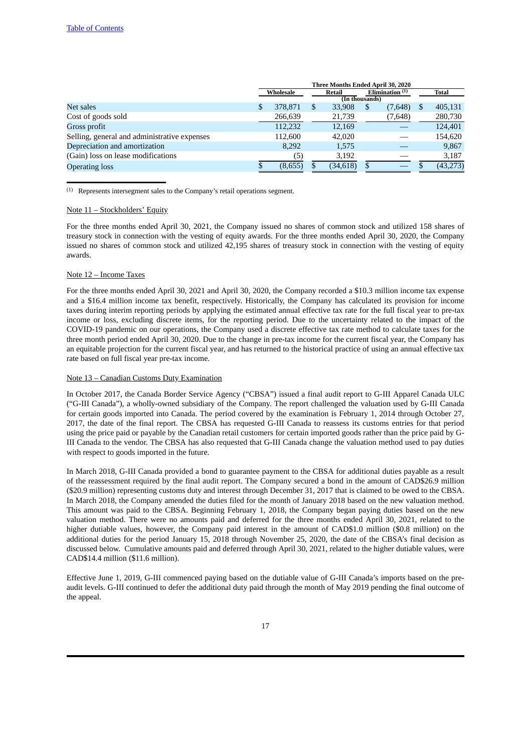| | Three Months Ended April 30, 2020 | | | |
|---|---|---|---|---|
| | Wholesale | Retail | Elimination [1] | Total |
| | (In thousands) | | | |
| Net sales | $ 378,871 | $ 33,908 | $ (7,648) | $ 405,131 |
| Cost of goods sold | 266,639 | 21,739 | (7,648) | 280,730 |
| Gross profit | 112,232 | 12,169 | — | 124,401 |
| Selling, general and administrative expenses | 112,600 | 42,020 | — | 154,620 |
| Depreciation and amortization | 8,292 | 1,575 | — | 9,867 |
| (Gain) loss on lease modifications | (5) | 3,192 | — | 3,187 |
| Operating loss | $ (8,655) | $ (34,618) | $ — | $ (43,273) |

[1] Represents intersegment sales to the Company's retail operations segment.

Note 11 – Stockholders' Equity

For the three months ended April 30, 2021, the Company issued no shares of common stock and utilized 158 shares of treasury stock in connection with the vesting of equity awards. For the three months ended April 30, 2020, the Company issued no shares of common stock and utilized 42,195 shares of treasury stock in connection with the vesting of equity awards.

Note 12 – Income Taxes

For the three months ended April 30, 2021 and April 30, 2020, the Company recorded a $10.3 million income tax expense and a $16.4 million income tax benefit, respectively. Historically, the Company has calculated its provision for income taxes during interim reporting periods by applying the estimated annual effective tax rate for the full fiscal year to pre-tax income or loss, excluding discrete items, for the reporting period. Due to the uncertainty related to the impact of the COVID-19 pandemic on our operations, the Company used a discrete effective tax rate method to calculate taxes for the three month period ended April 30, 2020. Due to the change in pre-tax income for the current fiscal year, the Company has an equitable projection for the current fiscal year, and has returned to the historical practice of using an annual effective tax rate based on full fiscal year pre-tax income.

Note 13 – Canadian Customs Duty Examination

In October 2017, the Canada Border Service Agency ("CBSA") issued a final audit report to G-III Apparel Canada ULC ("G-III Canada"), a wholly-owned subsidiary of the Company. The report challenged the valuation used by G-III Canada for certain goods imported into Canada. The period covered by the examination is February 1, 2014 through October 27, 2017, the date of the final report. The CBSA has requested G-III Canada to reassess its customs entries for that period using the price paid or payable by the Canadian retail customers for certain imported goods rather than the price paid by G-III Canada to the vendor. The CBSA has also requested that G-III Canada change the valuation method used to pay duties with respect to goods imported in the future.

In March 2018, G-III Canada provided a bond to guarantee payment to the CBSA for additional duties payable as a result of the reassessment required by the final audit report. The Company secured a bond in the amount of CAD$26.9 million ($20.9 million) representing customs duty and interest through December 31, 2017 that is claimed to be owed to the CBSA. In March 2018, the Company amended the duties filed for the month of January 2018 based on the new valuation method. This amount was paid to the CBSA. Beginning February 1, 2018, the Company began paying duties based on the new valuation method. There were no amounts paid and deferred for the three months ended April 30, 2021, related to the higher dutiable values, however, the Company paid interest in the amount of CAD$1.0 million ($0.8 million) on the additional duties for the period January 15, 2018 through November 25, 2020, the date of the CBSA's final decision as discussed below. Cumulative amounts paid and deferred through April 30, 2021, related to the higher dutiable values, were CAD$14.4 million ($11.6 million).

Effective June 1, 2019, G-III commenced paying based on the dutiable value of G-III Canada's imports based on the pre-audit levels. G-III continued to defer the additional duty paid through the month of May 2019 pending the final outcome of the appeal.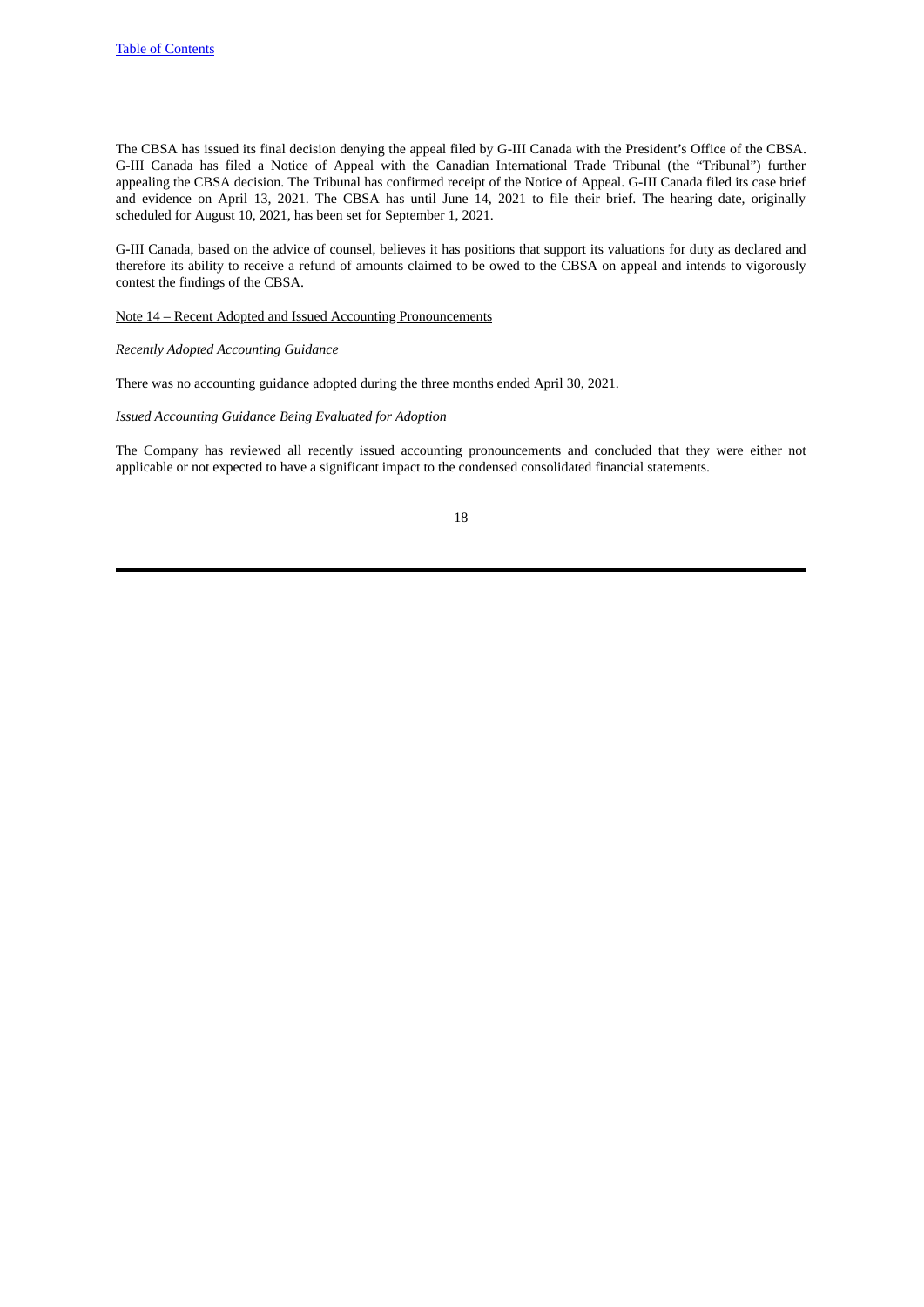The CBSA has issued its final decision denying the appeal filed by G-III Canada with the President's Office of the CBSA. G-III Canada has filed a Notice of Appeal with the Canadian International Trade Tribunal (the "Tribunal") further appealing the CBSA decision. The Tribunal has confirmed receipt of the Notice of Appeal. G-III Canada filed its case brief and evidence on April 13, 2021. The CBSA has until June 14, 2021 to file their brief. The hearing date, originally scheduled for August 10, 2021, has been set for September 1, 2021.

G-III Canada, based on the advice of counsel, believes it has positions that support its valuations for duty as declared and therefore its ability to receive a refund of amounts claimed to be owed to the CBSA on appeal and intends to vigorously contest the findings of the CBSA.

## Note 14 – Recent Adopted and Issued Accounting Pronouncements

*Recently Adopted Accounting Guidance*

There was no accounting guidance adopted during the three months ended April 30, 2021.

*Issued Accounting Guidance Being Evaluated for Adoption*

The Company has reviewed all recently issued accounting pronouncements and concluded that they were either not applicable or not expected to have a significant impact to the condensed consolidated financial statements.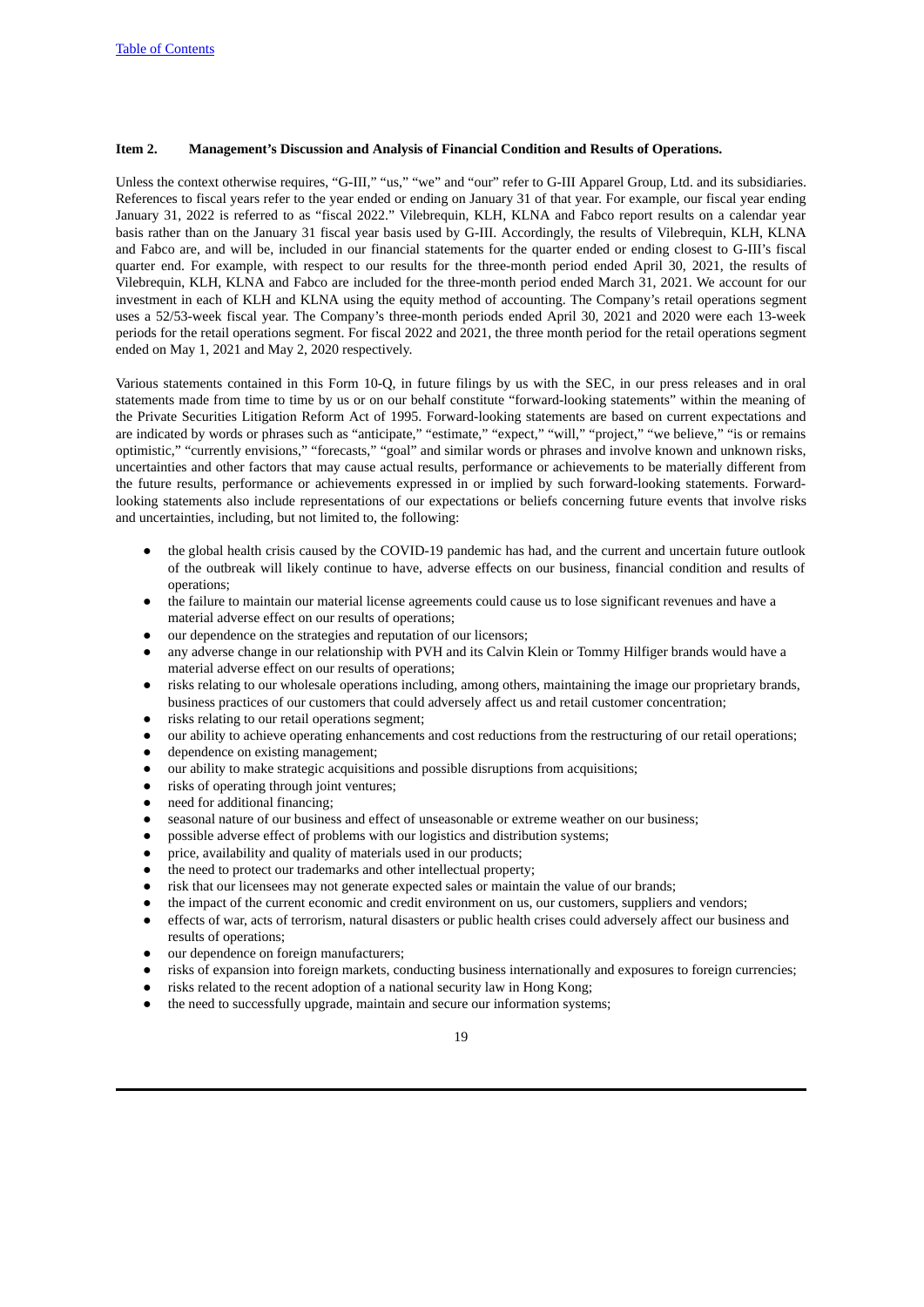Table of Contents

**Item 2. Management's Discussion and Analysis of Financial Condition and Results of Operations.**

Unless the context otherwise requires, "G-III," "us," "we" and "our" refer to G-III Apparel Group, Ltd. and its subsidiaries. References to fiscal years refer to the year ended or ending on January 31 of that year. For example, our fiscal year ending January 31, 2022 is referred to as "fiscal 2022." Vilebrequin, KLH, KLNA and Fabco report results on a calendar year basis rather than on the January 31 fiscal year basis used by G-III. Accordingly, the results of Vilebrequin, KLH, KLNA and Fabco are, and will be, included in our financial statements for the quarter ended or ending closest to G-III's fiscal quarter end. For example, with respect to our results for the three-month period ended April 30, 2021, the results of Vilebrequin, KLH, KLNA and Fabco are included for the three-month period ended March 31, 2021. We account for our investment in each of KLH and KLNA using the equity method of accounting. The Company's retail operations segment uses a 52/53-week fiscal year. The Company's three-month periods ended April 30, 2021 and 2020 were each 13-week periods for the retail operations segment. For fiscal 2022 and 2021, the three month period for the retail operations segment ended on May 1, 2021 and May 2, 2020 respectively.

Various statements contained in this Form 10-Q, in future filings by us with the SEC, in our press releases and in oral statements made from time to time by us or on our behalf constitute "forward-looking statements" within the meaning of the Private Securities Litigation Reform Act of 1995. Forward-looking statements are based on current expectations and are indicated by words or phrases such as "anticipate," "estimate," "expect," "will," "project," "we believe," "is or remains optimistic," "currently envisions," "forecasts," "goal" and similar words or phrases and involve known and unknown risks, uncertainties and other factors that may cause actual results, performance or achievements to be materially different from the future results, performance or achievements expressed in or implied by such forward-looking statements. Forward-looking statements also include representations of our expectations or beliefs concerning future events that involve risks and uncertainties, including, but not limited to, the following:

- the global health crisis caused by the COVID-19 pandemic has had, and the current and uncertain future outlook of the outbreak will likely continue to have, adverse effects on our business, financial condition and results of operations;
- the failure to maintain our material license agreements could cause us to lose significant revenues and have a material adverse effect on our results of operations;
- our dependence on the strategies and reputation of our licensors;
- any adverse change in our relationship with PVH and its Calvin Klein or Tommy Hilfiger brands would have a material adverse effect on our results of operations;
- risks relating to our wholesale operations including, among others, maintaining the image our proprietary brands, business practices of our customers that could adversely affect us and retail customer concentration;
- risks relating to our retail operations segment;
- our ability to achieve operating enhancements and cost reductions from the restructuring of our retail operations;
- dependence on existing management;
- our ability to make strategic acquisitions and possible disruptions from acquisitions;
- risks of operating through joint ventures;
- need for additional financing;
- seasonal nature of our business and effect of unseasonable or extreme weather on our business;
- possible adverse effect of problems with our logistics and distribution systems;
- price, availability and quality of materials used in our products;
- the need to protect our trademarks and other intellectual property;
- risk that our licensees may not generate expected sales or maintain the value of our brands;
- the impact of the current economic and credit environment on us, our customers, suppliers and vendors;
- effects of war, acts of terrorism, natural disasters or public health crises could adversely affect our business and results of operations;
- our dependence on foreign manufacturers;
- risks of expansion into foreign markets, conducting business internationally and exposures to foreign currencies;
- risks related to the recent adoption of a national security law in Hong Kong;
- the need to successfully upgrade, maintain and secure our information systems;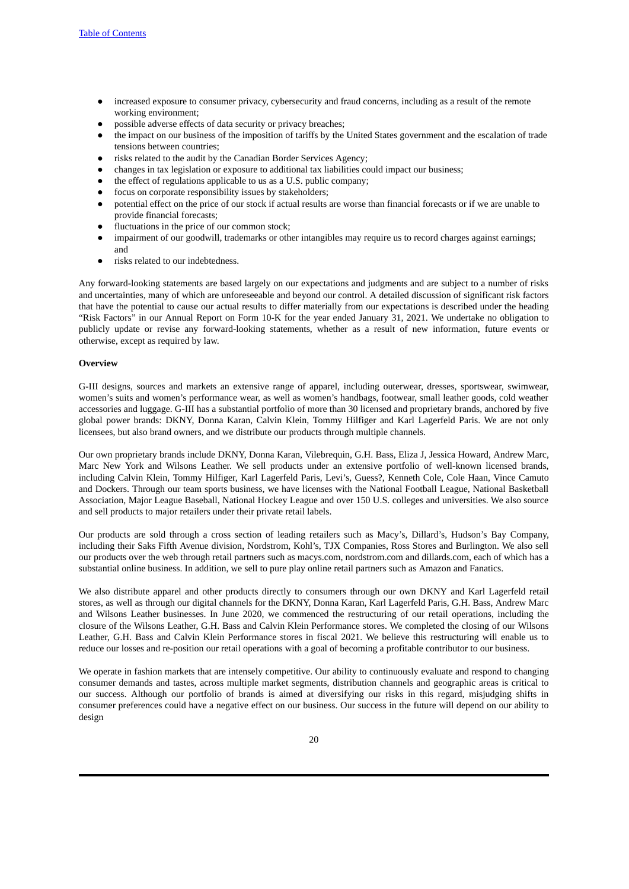- increased exposure to consumer privacy, cybersecurity and fraud concerns, including as a result of the remote working environment;
- possible adverse effects of data security or privacy breaches;
- the impact on our business of the imposition of tariffs by the United States government and the escalation of trade tensions between countries;
- risks related to the audit by the Canadian Border Services Agency;
- changes in tax legislation or exposure to additional tax liabilities could impact our business;
- the effect of regulations applicable to us as a U.S. public company;
- focus on corporate responsibility issues by stakeholders;
- potential effect on the price of our stock if actual results are worse than financial forecasts or if we are unable to provide financial forecasts;
- fluctuations in the price of our common stock;
- impairment of our goodwill, trademarks or other intangibles may require us to record charges against earnings; and
- risks related to our indebtedness.

Any forward-looking statements are based largely on our expectations and judgments and are subject to a number of risks and uncertainties, many of which are unforeseeable and beyond our control. A detailed discussion of significant risk factors that have the potential to cause our actual results to differ materially from our expectations is described under the heading "Risk Factors" in our Annual Report on Form 10-K for the year ended January 31, 2021. We undertake no obligation to publicly update or revise any forward-looking statements, whether as a result of new information, future events or otherwise, except as required by law.

**Overview**

G-III designs, sources and markets an extensive range of apparel, including outerwear, dresses, sportswear, swimwear, women's suits and women's performance wear, as well as women's handbags, footwear, small leather goods, cold weather accessories and luggage. G-III has a substantial portfolio of more than 30 licensed and proprietary brands, anchored by five global power brands: DKNY, Donna Karan, Calvin Klein, Tommy Hilfiger and Karl Lagerfeld Paris. We are not only licensees, but also brand owners, and we distribute our products through multiple channels.

Our own proprietary brands include DKNY, Donna Karan, Vilebrequin, G.H. Bass, Eliza J, Jessica Howard, Andrew Marc, Marc New York and Wilsons Leather. We sell products under an extensive portfolio of well-known licensed brands, including Calvin Klein, Tommy Hilfiger, Karl Lagerfeld Paris, Levi's, Guess?, Kenneth Cole, Cole Haan, Vince Camuto and Dockers. Through our team sports business, we have licenses with the National Football League, National Basketball Association, Major League Baseball, National Hockey League and over 150 U.S. colleges and universities. We also source and sell products to major retailers under their private retail labels.

Our products are sold through a cross section of leading retailers such as Macy's, Dillard's, Hudson's Bay Company, including their Saks Fifth Avenue division, Nordstrom, Kohl's, TJX Companies, Ross Stores and Burlington. We also sell our products over the web through retail partners such as macys.com, nordstrom.com and dillards.com, each of which has a substantial online business. In addition, we sell to pure play online retail partners such as Amazon and Fanatics.

We also distribute apparel and other products directly to consumers through our own DKNY and Karl Lagerfeld retail stores, as well as through our digital channels for the DKNY, Donna Karan, Karl Lagerfeld Paris, G.H. Bass, Andrew Marc and Wilsons Leather businesses. In June 2020, we commenced the restructuring of our retail operations, including the closure of the Wilsons Leather, G.H. Bass and Calvin Klein Performance stores. We completed the closing of our Wilsons Leather, G.H. Bass and Calvin Klein Performance stores in fiscal 2021. We believe this restructuring will enable us to reduce our losses and re-position our retail operations with a goal of becoming a profitable contributor to our business.

We operate in fashion markets that are intensely competitive. Our ability to continuously evaluate and respond to changing consumer demands and tastes, across multiple market segments, distribution channels and geographic areas is critical to our success. Although our portfolio of brands is aimed at diversifying our risks in this regard, misjudging shifts in consumer preferences could have a negative effect on our business. Our success in the future will depend on our ability to design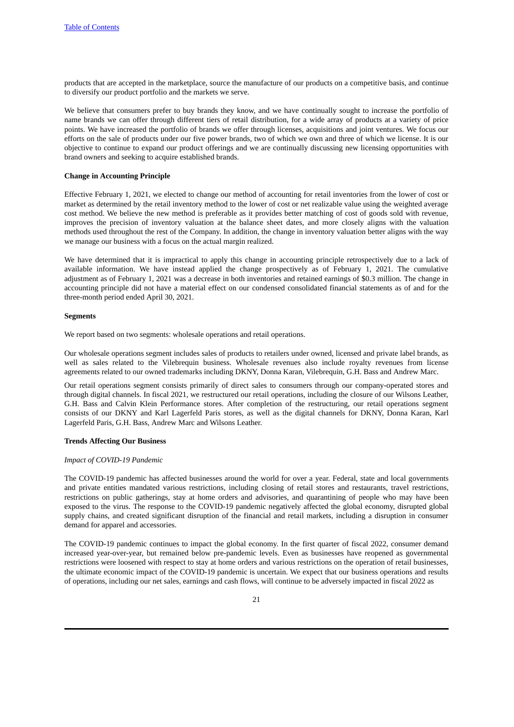products that are accepted in the marketplace, source the manufacture of our products on a competitive basis, and continue to diversify our product portfolio and the markets we serve.

We believe that consumers prefer to buy brands they know, and we have continually sought to increase the portfolio of name brands we can offer through different tiers of retail distribution, for a wide array of products at a variety of price points. We have increased the portfolio of brands we offer through licenses, acquisitions and joint ventures. We focus our efforts on the sale of products under our five power brands, two of which we own and three of which we license. It is our objective to continue to expand our product offerings and we are continually discussing new licensing opportunities with brand owners and seeking to acquire established brands.

**Change in Accounting Principle**

Effective February 1, 2021, we elected to change our method of accounting for retail inventories from the lower of cost or market as determined by the retail inventory method to the lower of cost or net realizable value using the weighted average cost method. We believe the new method is preferable as it provides better matching of cost of goods sold with revenue, improves the precision of inventory valuation at the balance sheet dates, and more closely aligns with the valuation methods used throughout the rest of the Company. In addition, the change in inventory valuation better aligns with the way we manage our business with a focus on the actual margin realized.

We have determined that it is impractical to apply this change in accounting principle retrospectively due to a lack of available information. We have instead applied the change prospectively as of February 1, 2021. The cumulative adjustment as of February 1, 2021 was a decrease in both inventories and retained earnings of $0.3 million. The change in accounting principle did not have a material effect on our condensed consolidated financial statements as of and for the three-month period ended April 30, 2021.

**Segments**

We report based on two segments: wholesale operations and retail operations.

Our wholesale operations segment includes sales of products to retailers under owned, licensed and private label brands, as well as sales related to the Vilebrequin business. Wholesale revenues also include royalty revenues from license agreements related to our owned trademarks including DKNY, Donna Karan, Vilebrequin, G.H. Bass and Andrew Marc.

Our retail operations segment consists primarily of direct sales to consumers through our company-operated stores and through digital channels. In fiscal 2021, we restructured our retail operations, including the closure of our Wilsons Leather, G.H. Bass and Calvin Klein Performance stores. After completion of the restructuring, our retail operations segment consists of our DKNY and Karl Lagerfeld Paris stores, as well as the digital channels for DKNY, Donna Karan, Karl Lagerfeld Paris, G.H. Bass, Andrew Marc and Wilsons Leather.

**Trends Affecting Our Business**

*Impact of COVID-19 Pandemic*

The COVID-19 pandemic has affected businesses around the world for over a year. Federal, state and local governments and private entities mandated various restrictions, including closing of retail stores and restaurants, travel restrictions, restrictions on public gatherings, stay at home orders and advisories, and quarantining of people who may have been exposed to the virus. The response to the COVID-19 pandemic negatively affected the global economy, disrupted global supply chains, and created significant disruption of the financial and retail markets, including a disruption in consumer demand for apparel and accessories.

The COVID-19 pandemic continues to impact the global economy. In the first quarter of fiscal 2022, consumer demand increased year-over-year, but remained below pre-pandemic levels. Even as businesses have reopened as governmental restrictions were loosened with respect to stay at home orders and various restrictions on the operation of retail businesses, the ultimate economic impact of the COVID-19 pandemic is uncertain. We expect that our business operations and results of operations, including our net sales, earnings and cash flows, will continue to be adversely impacted in fiscal 2022 as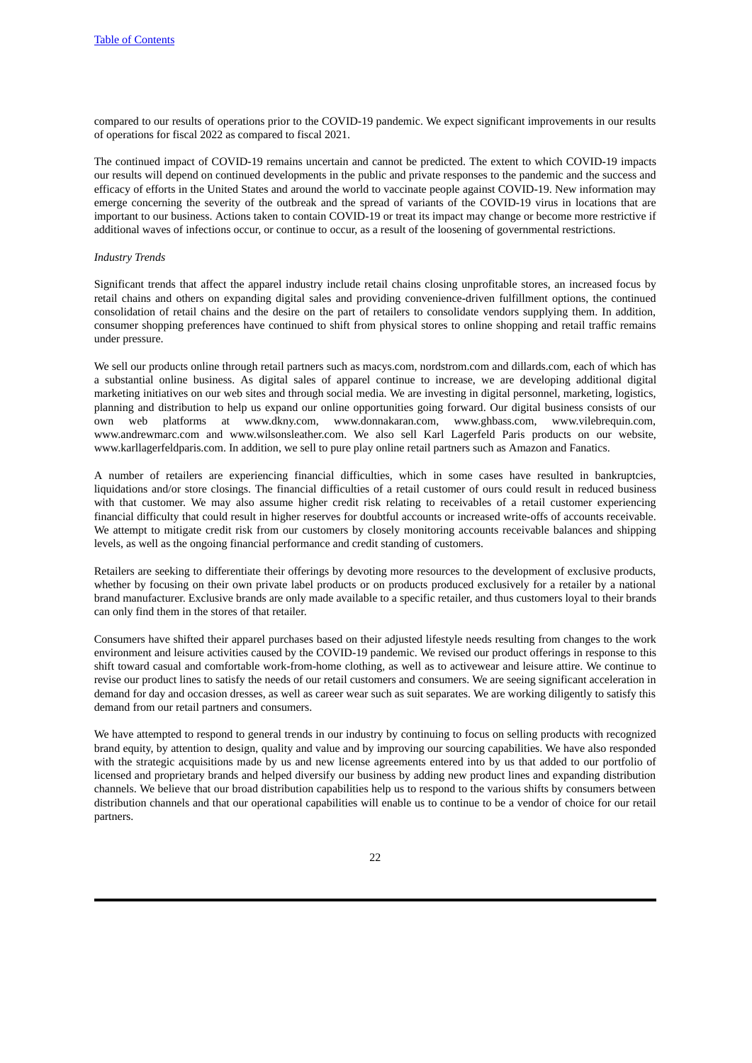compared to our results of operations prior to the COVID-19 pandemic. We expect significant improvements in our results of operations for fiscal 2022 as compared to fiscal 2021.

The continued impact of COVID-19 remains uncertain and cannot be predicted. The extent to which COVID-19 impacts our results will depend on continued developments in the public and private responses to the pandemic and the success and efficacy of efforts in the United States and around the world to vaccinate people against COVID-19. New information may emerge concerning the severity of the outbreak and the spread of variants of the COVID-19 virus in locations that are important to our business. Actions taken to contain COVID-19 or treat its impact may change or become more restrictive if additional waves of infections occur, or continue to occur, as a result of the loosening of governmental restrictions.

*Industry Trends*

Significant trends that affect the apparel industry include retail chains closing unprofitable stores, an increased focus by retail chains and others on expanding digital sales and providing convenience-driven fulfillment options, the continued consolidation of retail chains and the desire on the part of retailers to consolidate vendors supplying them. In addition, consumer shopping preferences have continued to shift from physical stores to online shopping and retail traffic remains under pressure.

We sell our products online through retail partners such as macys.com, nordstrom.com and dillards.com, each of which has a substantial online business. As digital sales of apparel continue to increase, we are developing additional digital marketing initiatives on our web sites and through social media. We are investing in digital personnel, marketing, logistics, planning and distribution to help us expand our online opportunities going forward. Our digital business consists of our own web platforms at www.dkny.com, www.donnakaran.com, www.ghbass.com, www.vilebrequin.com, www.andrewmarc.com and www.wilsonsleather.com. We also sell Karl Lagerfeld Paris products on our website, www.karllagerfeldparis.com. In addition, we sell to pure play online retail partners such as Amazon and Fanatics.

A number of retailers are experiencing financial difficulties, which in some cases have resulted in bankruptcies, liquidations and/or store closings. The financial difficulties of a retail customer of ours could result in reduced business with that customer. We may also assume higher credit risk relating to receivables of a retail customer experiencing financial difficulty that could result in higher reserves for doubtful accounts or increased write-offs of accounts receivable. We attempt to mitigate credit risk from our customers by closely monitoring accounts receivable balances and shipping levels, as well as the ongoing financial performance and credit standing of customers.

Retailers are seeking to differentiate their offerings by devoting more resources to the development of exclusive products, whether by focusing on their own private label products or on products produced exclusively for a retailer by a national brand manufacturer. Exclusive brands are only made available to a specific retailer, and thus customers loyal to their brands can only find them in the stores of that retailer.

Consumers have shifted their apparel purchases based on their adjusted lifestyle needs resulting from changes to the work environment and leisure activities caused by the COVID-19 pandemic. We revised our product offerings in response to this shift toward casual and comfortable work-from-home clothing, as well as to activewear and leisure attire. We continue to revise our product lines to satisfy the needs of our retail customers and consumers. We are seeing significant acceleration in demand for day and occasion dresses, as well as career wear such as suit separates. We are working diligently to satisfy this demand from our retail partners and consumers.

We have attempted to respond to general trends in our industry by continuing to focus on selling products with recognized brand equity, by attention to design, quality and value and by improving our sourcing capabilities. We have also responded with the strategic acquisitions made by us and new license agreements entered into by us that added to our portfolio of licensed and proprietary brands and helped diversify our business by adding new product lines and expanding distribution channels. We believe that our broad distribution capabilities help us to respond to the various shifts by consumers between distribution channels and that our operational capabilities will enable us to continue to be a vendor of choice for our retail partners.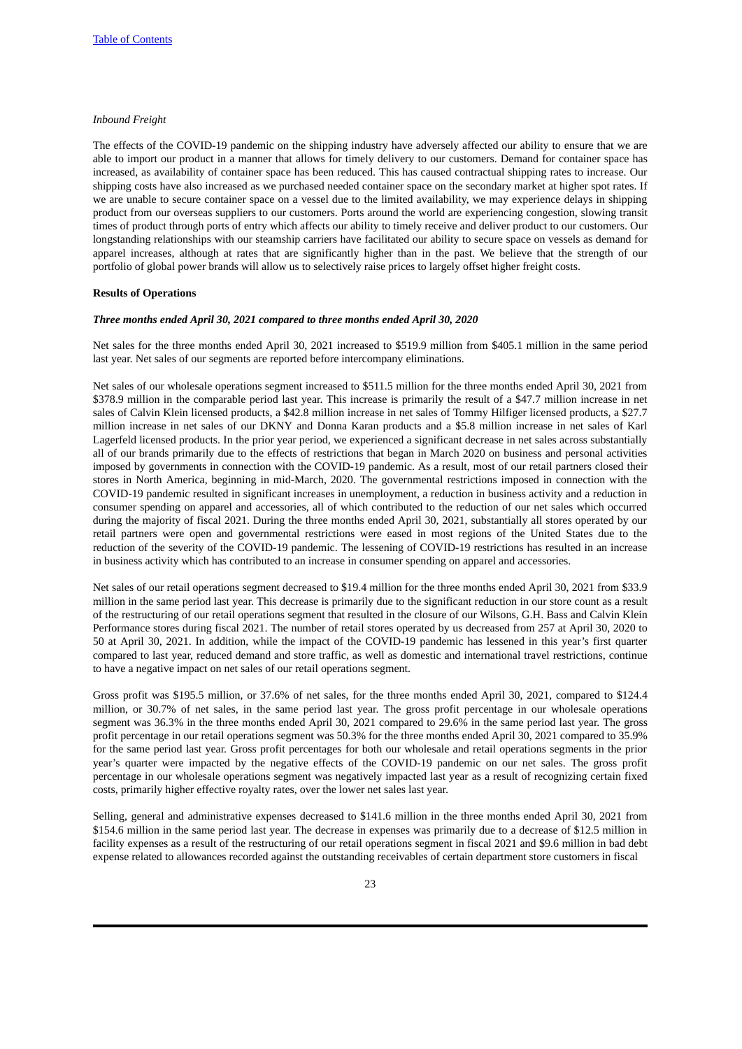*Inbound Freight*

The effects of the COVID-19 pandemic on the shipping industry have adversely affected our ability to ensure that we are able to import our product in a manner that allows for timely delivery to our customers. Demand for container space has increased, as availability of container space has been reduced. This has caused contractual shipping rates to increase. Our shipping costs have also increased as we purchased needed container space on the secondary market at higher spot rates. If we are unable to secure container space on a vessel due to the limited availability, we may experience delays in shipping product from our overseas suppliers to our customers. Ports around the world are experiencing congestion, slowing transit times of product through ports of entry which affects our ability to timely receive and deliver product to our customers. Our longstanding relationships with our steamship carriers have facilitated our ability to secure space on vessels as demand for apparel increases, although at rates that are significantly higher than in the past. We believe that the strength of our portfolio of global power brands will allow us to selectively raise prices to largely offset higher freight costs.

**Results of Operations**

***Three months ended April 30, 2021 compared to three months ended April 30, 2020***

Net sales for the three months ended April 30, 2021 increased to $519.9 million from $405.1 million in the same period last year. Net sales of our segments are reported before intercompany eliminations.

Net sales of our wholesale operations segment increased to $511.5 million for the three months ended April 30, 2021 from $378.9 million in the comparable period last year. This increase is primarily the result of a $47.7 million increase in net sales of Calvin Klein licensed products, a $42.8 million increase in net sales of Tommy Hilfiger licensed products, a $27.7 million increase in net sales of our DKNY and Donna Karan products and a $5.8 million increase in net sales of Karl Lagerfeld licensed products. In the prior year period, we experienced a significant decrease in net sales across substantially all of our brands primarily due to the effects of restrictions that began in March 2020 on business and personal activities imposed by governments in connection with the COVID-19 pandemic. As a result, most of our retail partners closed their stores in North America, beginning in mid-March, 2020. The governmental restrictions imposed in connection with the COVID-19 pandemic resulted in significant increases in unemployment, a reduction in business activity and a reduction in consumer spending on apparel and accessories, all of which contributed to the reduction of our net sales which occurred during the majority of fiscal 2021. During the three months ended April 30, 2021, substantially all stores operated by our retail partners were open and governmental restrictions were eased in most regions of the United States due to the reduction of the severity of the COVID-19 pandemic. The lessening of COVID-19 restrictions has resulted in an increase in business activity which has contributed to an increase in consumer spending on apparel and accessories.

Net sales of our retail operations segment decreased to $19.4 million for the three months ended April 30, 2021 from $33.9 million in the same period last year. This decrease is primarily due to the significant reduction in our store count as a result of the restructuring of our retail operations segment that resulted in the closure of our Wilsons, G.H. Bass and Calvin Klein Performance stores during fiscal 2021. The number of retail stores operated by us decreased from 257 at April 30, 2020 to 50 at April 30, 2021. In addition, while the impact of the COVID-19 pandemic has lessened in this year's first quarter compared to last year, reduced demand and store traffic, as well as domestic and international travel restrictions, continue to have a negative impact on net sales of our retail operations segment.

Gross profit was $195.5 million, or 37.6% of net sales, for the three months ended April 30, 2021, compared to $124.4 million, or 30.7% of net sales, in the same period last year. The gross profit percentage in our wholesale operations segment was 36.3% in the three months ended April 30, 2021 compared to 29.6% in the same period last year. The gross profit percentage in our retail operations segment was 50.3% for the three months ended April 30, 2021 compared to 35.9% for the same period last year. Gross profit percentages for both our wholesale and retail operations segments in the prior year's quarter were impacted by the negative effects of the COVID-19 pandemic on our net sales. The gross profit percentage in our wholesale operations segment was negatively impacted last year as a result of recognizing certain fixed costs, primarily higher effective royalty rates, over the lower net sales last year.

Selling, general and administrative expenses decreased to $141.6 million in the three months ended April 30, 2021 from $154.6 million in the same period last year. The decrease in expenses was primarily due to a decrease of $12.5 million in facility expenses as a result of the restructuring of our retail operations segment in fiscal 2021 and $9.6 million in bad debt expense related to allowances recorded against the outstanding receivables of certain department store customers in fiscal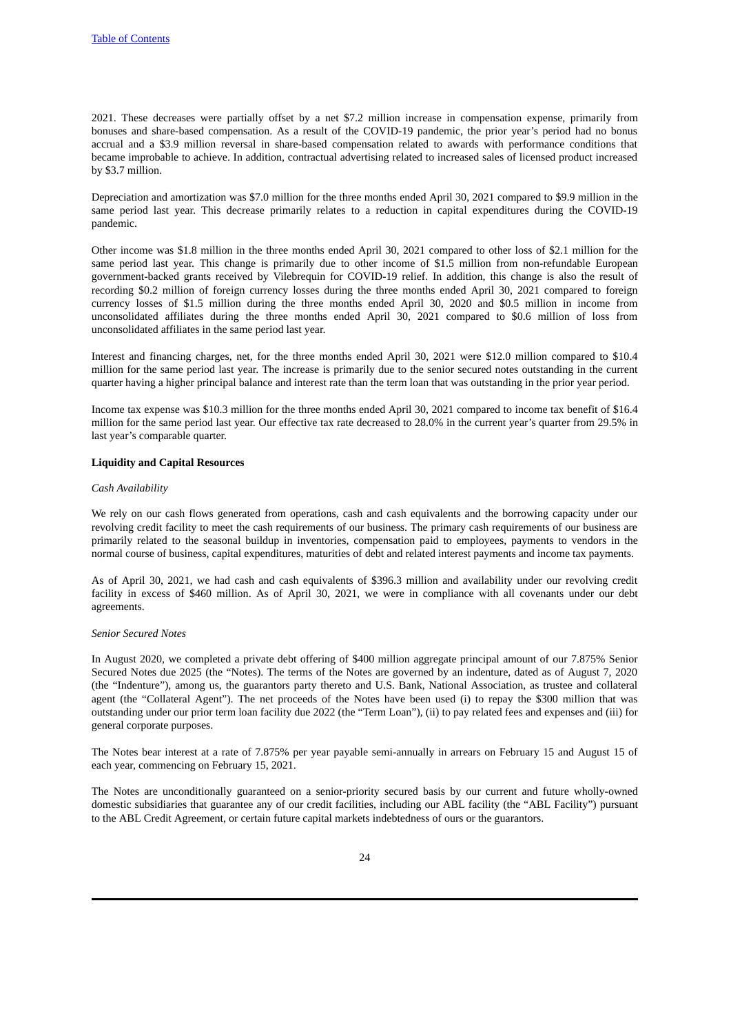2021. These decreases were partially offset by a net $7.2 million increase in compensation expense, primarily from bonuses and share-based compensation. As a result of the COVID-19 pandemic, the prior year's period had no bonus accrual and a $3.9 million reversal in share-based compensation related to awards with performance conditions that became improbable to achieve. In addition, contractual advertising related to increased sales of licensed product increased by $3.7 million.

Depreciation and amortization was $7.0 million for the three months ended April 30, 2021 compared to $9.9 million in the same period last year. This decrease primarily relates to a reduction in capital expenditures during the COVID-19 pandemic.

Other income was $1.8 million in the three months ended April 30, 2021 compared to other loss of $2.1 million for the same period last year. This change is primarily due to other income of $1.5 million from non-refundable European government-backed grants received by Vilebrequin for COVID-19 relief. In addition, this change is also the result of recording $0.2 million of foreign currency losses during the three months ended April 30, 2021 compared to foreign currency losses of $1.5 million during the three months ended April 30, 2020 and $0.5 million in income from unconsolidated affiliates during the three months ended April 30, 2021 compared to $0.6 million of loss from unconsolidated affiliates in the same period last year.

Interest and financing charges, net, for the three months ended April 30, 2021 were $12.0 million compared to $10.4 million for the same period last year. The increase is primarily due to the senior secured notes outstanding in the current quarter having a higher principal balance and interest rate than the term loan that was outstanding in the prior year period.

Income tax expense was $10.3 million for the three months ended April 30, 2021 compared to income tax benefit of $16.4 million for the same period last year. Our effective tax rate decreased to 28.0% in the current year's quarter from 29.5% in last year's comparable quarter.

**Liquidity and Capital Resources**

*Cash Availability*

We rely on our cash flows generated from operations, cash and cash equivalents and the borrowing capacity under our revolving credit facility to meet the cash requirements of our business. The primary cash requirements of our business are primarily related to the seasonal buildup in inventories, compensation paid to employees, payments to vendors in the normal course of business, capital expenditures, maturities of debt and related interest payments and income tax payments.

As of April 30, 2021, we had cash and cash equivalents of $396.3 million and availability under our revolving credit facility in excess of $460 million. As of April 30, 2021, we were in compliance with all covenants under our debt agreements.

*Senior Secured Notes*

In August 2020, we completed a private debt offering of $400 million aggregate principal amount of our 7.875% Senior Secured Notes due 2025 (the "Notes). The terms of the Notes are governed by an indenture, dated as of August 7, 2020 (the "Indenture"), among us, the guarantors party thereto and U.S. Bank, National Association, as trustee and collateral agent (the "Collateral Agent"). The net proceeds of the Notes have been used (i) to repay the $300 million that was outstanding under our prior term loan facility due 2022 (the "Term Loan"), (ii) to pay related fees and expenses and (iii) for general corporate purposes.

The Notes bear interest at a rate of 7.875% per year payable semi-annually in arrears on February 15 and August 15 of each year, commencing on February 15, 2021.

The Notes are unconditionally guaranteed on a senior-priority secured basis by our current and future wholly-owned domestic subsidiaries that guarantee any of our credit facilities, including our ABL facility (the "ABL Facility") pursuant to the ABL Credit Agreement, or certain future capital markets indebtedness of ours or the guarantors.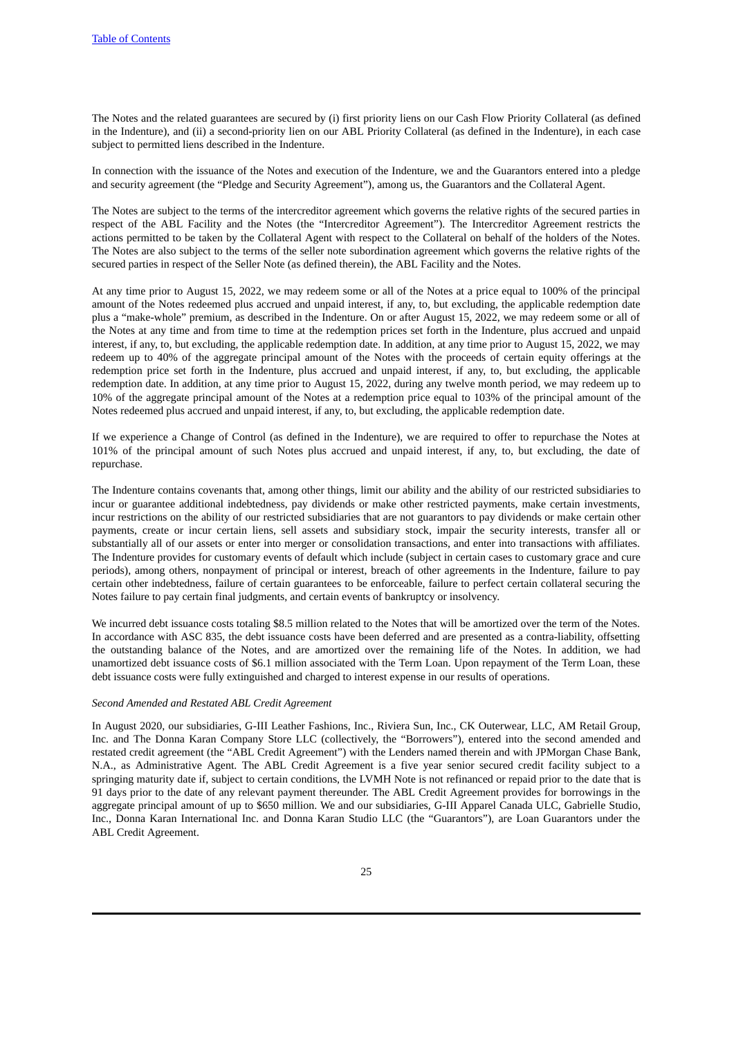The Notes and the related guarantees are secured by (i) first priority liens on our Cash Flow Priority Collateral (as defined in the Indenture), and (ii) a second-priority lien on our ABL Priority Collateral (as defined in the Indenture), in each case subject to permitted liens described in the Indenture.

In connection with the issuance of the Notes and execution of the Indenture, we and the Guarantors entered into a pledge and security agreement (the "Pledge and Security Agreement"), among us, the Guarantors and the Collateral Agent.

The Notes are subject to the terms of the intercreditor agreement which governs the relative rights of the secured parties in respect of the ABL Facility and the Notes (the "Intercreditor Agreement"). The Intercreditor Agreement restricts the actions permitted to be taken by the Collateral Agent with respect to the Collateral on behalf of the holders of the Notes. The Notes are also subject to the terms of the seller note subordination agreement which governs the relative rights of the secured parties in respect of the Seller Note (as defined therein), the ABL Facility and the Notes.

At any time prior to August 15, 2022, we may redeem some or all of the Notes at a price equal to 100% of the principal amount of the Notes redeemed plus accrued and unpaid interest, if any, to, but excluding, the applicable redemption date plus a "make-whole" premium, as described in the Indenture. On or after August 15, 2022, we may redeem some or all of the Notes at any time and from time to time at the redemption prices set forth in the Indenture, plus accrued and unpaid interest, if any, to, but excluding, the applicable redemption date. In addition, at any time prior to August 15, 2022, we may redeem up to 40% of the aggregate principal amount of the Notes with the proceeds of certain equity offerings at the redemption price set forth in the Indenture, plus accrued and unpaid interest, if any, to, but excluding, the applicable redemption date. In addition, at any time prior to August 15, 2022, during any twelve month period, we may redeem up to 10% of the aggregate principal amount of the Notes at a redemption price equal to 103% of the principal amount of the Notes redeemed plus accrued and unpaid interest, if any, to, but excluding, the applicable redemption date.

If we experience a Change of Control (as defined in the Indenture), we are required to offer to repurchase the Notes at 101% of the principal amount of such Notes plus accrued and unpaid interest, if any, to, but excluding, the date of repurchase.

The Indenture contains covenants that, among other things, limit our ability and the ability of our restricted subsidiaries to incur or guarantee additional indebtedness, pay dividends or make other restricted payments, make certain investments, incur restrictions on the ability of our restricted subsidiaries that are not guarantors to pay dividends or make certain other payments, create or incur certain liens, sell assets and subsidiary stock, impair the security interests, transfer all or substantially all of our assets or enter into merger or consolidation transactions, and enter into transactions with affiliates. The Indenture provides for customary events of default which include (subject in certain cases to customary grace and cure periods), among others, nonpayment of principal or interest, breach of other agreements in the Indenture, failure to pay certain other indebtedness, failure of certain guarantees to be enforceable, failure to perfect certain collateral securing the Notes failure to pay certain final judgments, and certain events of bankruptcy or insolvency.

We incurred debt issuance costs totaling $8.5 million related to the Notes that will be amortized over the term of the Notes. In accordance with ASC 835, the debt issuance costs have been deferred and are presented as a contra-liability, offsetting the outstanding balance of the Notes, and are amortized over the remaining life of the Notes. In addition, we had unamortized debt issuance costs of $6.1 million associated with the Term Loan. Upon repayment of the Term Loan, these debt issuance costs were fully extinguished and charged to interest expense in our results of operations.

*Second Amended and Restated ABL Credit Agreement*

In August 2020, our subsidiaries, G-III Leather Fashions, Inc., Riviera Sun, Inc., CK Outerwear, LLC, AM Retail Group, Inc. and The Donna Karan Company Store LLC (collectively, the "Borrowers"), entered into the second amended and restated credit agreement (the "ABL Credit Agreement") with the Lenders named therein and with JPMorgan Chase Bank, N.A., as Administrative Agent. The ABL Credit Agreement is a five year senior secured credit facility subject to a springing maturity date if, subject to certain conditions, the LVMH Note is not refinanced or repaid prior to the date that is 91 days prior to the date of any relevant payment thereunder. The ABL Credit Agreement provides for borrowings in the aggregate principal amount of up to $650 million. We and our subsidiaries, G-III Apparel Canada ULC, Gabrielle Studio, Inc., Donna Karan International Inc. and Donna Karan Studio LLC (the "Guarantors"), are Loan Guarantors under the ABL Credit Agreement.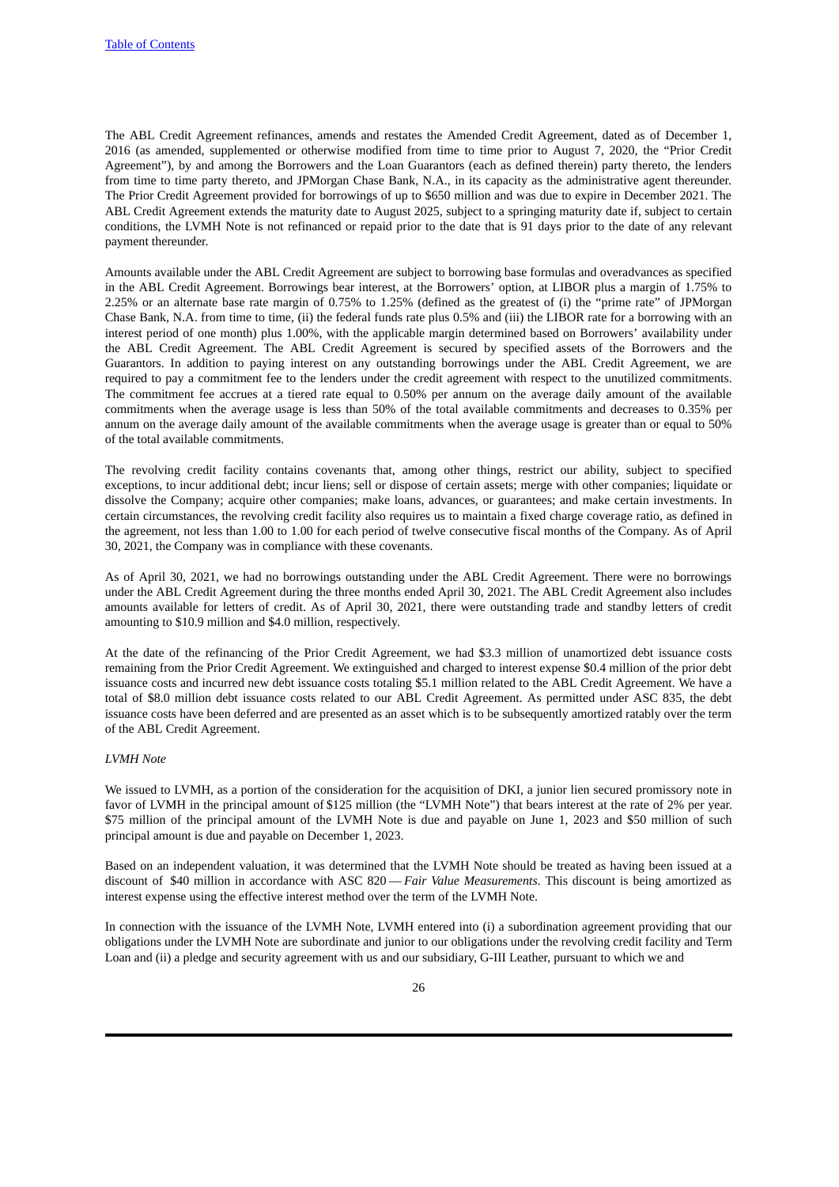The ABL Credit Agreement refinances, amends and restates the Amended Credit Agreement, dated as of December 1, 2016 (as amended, supplemented or otherwise modified from time to time prior to August 7, 2020, the "Prior Credit Agreement"), by and among the Borrowers and the Loan Guarantors (each as defined therein) party thereto, the lenders from time to time party thereto, and JPMorgan Chase Bank, N.A., in its capacity as the administrative agent thereunder. The Prior Credit Agreement provided for borrowings of up to $650 million and was due to expire in December 2021. The ABL Credit Agreement extends the maturity date to August 2025, subject to a springing maturity date if, subject to certain conditions, the LVMH Note is not refinanced or repaid prior to the date that is 91 days prior to the date of any relevant payment thereunder.

Amounts available under the ABL Credit Agreement are subject to borrowing base formulas and overadvances as specified in the ABL Credit Agreement. Borrowings bear interest, at the Borrowers' option, at LIBOR plus a margin of 1.75% to 2.25% or an alternate base rate margin of 0.75% to 1.25% (defined as the greatest of (i) the "prime rate" of JPMorgan Chase Bank, N.A. from time to time, (ii) the federal funds rate plus 0.5% and (iii) the LIBOR rate for a borrowing with an interest period of one month) plus 1.00%, with the applicable margin determined based on Borrowers' availability under the ABL Credit Agreement. The ABL Credit Agreement is secured by specified assets of the Borrowers and the Guarantors. In addition to paying interest on any outstanding borrowings under the ABL Credit Agreement, we are required to pay a commitment fee to the lenders under the credit agreement with respect to the unutilized commitments. The commitment fee accrues at a tiered rate equal to 0.50% per annum on the average daily amount of the available commitments when the average usage is less than 50% of the total available commitments and decreases to 0.35% per annum on the average daily amount of the available commitments when the average usage is greater than or equal to 50% of the total available commitments.

The revolving credit facility contains covenants that, among other things, restrict our ability, subject to specified exceptions, to incur additional debt; incur liens; sell or dispose of certain assets; merge with other companies; liquidate or dissolve the Company; acquire other companies; make loans, advances, or guarantees; and make certain investments. In certain circumstances, the revolving credit facility also requires us to maintain a fixed charge coverage ratio, as defined in the agreement, not less than 1.00 to 1.00 for each period of twelve consecutive fiscal months of the Company. As of April 30, 2021, the Company was in compliance with these covenants.

As of April 30, 2021, we had no borrowings outstanding under the ABL Credit Agreement. There were no borrowings under the ABL Credit Agreement during the three months ended April 30, 2021. The ABL Credit Agreement also includes amounts available for letters of credit. As of April 30, 2021, there were outstanding trade and standby letters of credit amounting to $10.9 million and $4.0 million, respectively.

At the date of the refinancing of the Prior Credit Agreement, we had $3.3 million of unamortized debt issuance costs remaining from the Prior Credit Agreement. We extinguished and charged to interest expense $0.4 million of the prior debt issuance costs and incurred new debt issuance costs totaling $5.1 million related to the ABL Credit Agreement. We have a total of $8.0 million debt issuance costs related to our ABL Credit Agreement. As permitted under ASC 835, the debt issuance costs have been deferred and are presented as an asset which is to be subsequently amortized ratably over the term of the ABL Credit Agreement.

*LVMH Note*

We issued to LVMH, as a portion of the consideration for the acquisition of DKI, a junior lien secured promissory note in favor of LVMH in the principal amount of $125 million (the "LVMH Note") that bears interest at the rate of 2% per year. $75 million of the principal amount of the LVMH Note is due and payable on June 1, 2023 and $50 million of such principal amount is due and payable on December 1, 2023.

Based on an independent valuation, it was determined that the LVMH Note should be treated as having been issued at a discount of $40 million in accordance with ASC 820 — *Fair Value Measurements*. This discount is being amortized as interest expense using the effective interest method over the term of the LVMH Note.

In connection with the issuance of the LVMH Note, LVMH entered into (i) a subordination agreement providing that our obligations under the LVMH Note are subordinate and junior to our obligations under the revolving credit facility and Term Loan and (ii) a pledge and security agreement with us and our subsidiary, G-III Leather, pursuant to which we and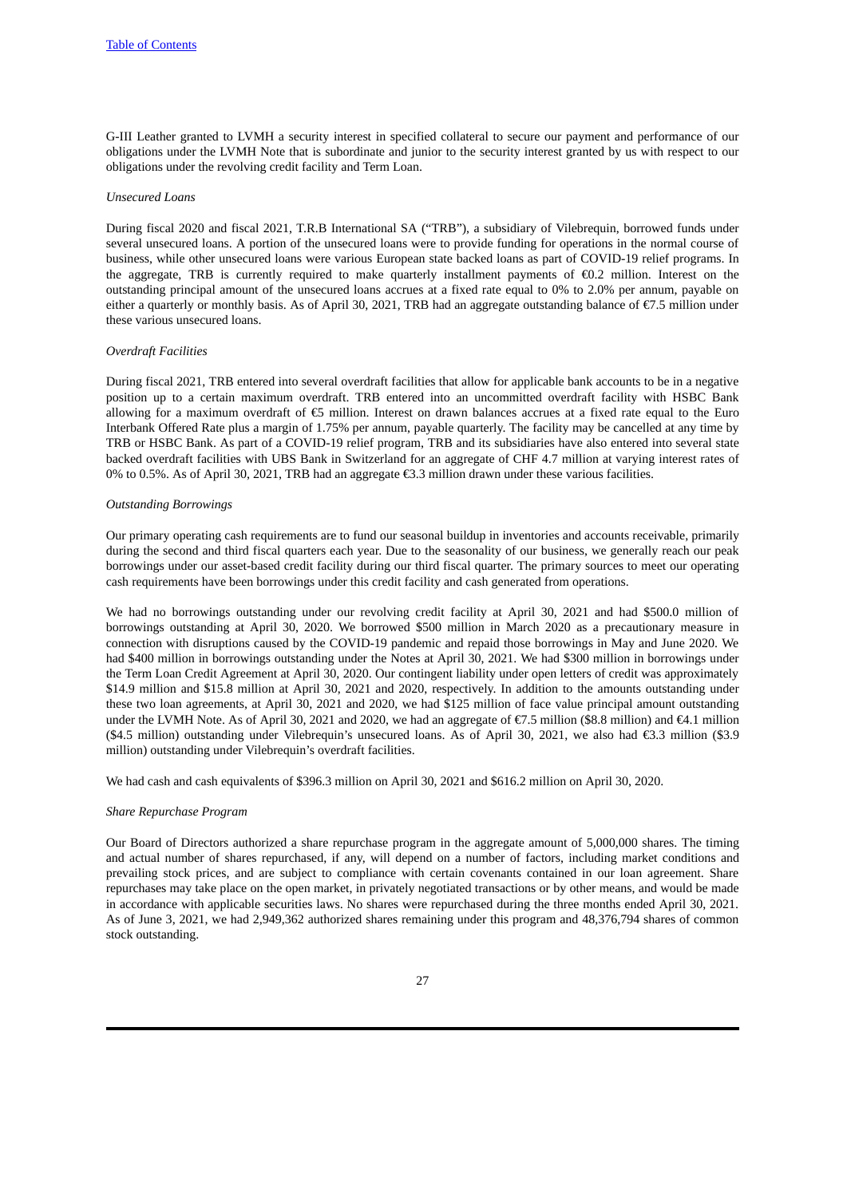G-III Leather granted to LVMH a security interest in specified collateral to secure our payment and performance of our obligations under the LVMH Note that is subordinate and junior to the security interest granted by us with respect to our obligations under the revolving credit facility and Term Loan.

*Unsecured Loans*

During fiscal 2020 and fiscal 2021, T.R.B International SA ("TRB"), a subsidiary of Vilebrequin, borrowed funds under several unsecured loans. A portion of the unsecured loans were to provide funding for operations in the normal course of business, while other unsecured loans were various European state backed loans as part of COVID-19 relief programs. In the aggregate, TRB is currently required to make quarterly installment payments of €0.2 million. Interest on the outstanding principal amount of the unsecured loans accrues at a fixed rate equal to 0% to 2.0% per annum, payable on either a quarterly or monthly basis. As of April 30, 2021, TRB had an aggregate outstanding balance of €7.5 million under these various unsecured loans.

*Overdraft Facilities*

During fiscal 2021, TRB entered into several overdraft facilities that allow for applicable bank accounts to be in a negative position up to a certain maximum overdraft. TRB entered into an uncommitted overdraft facility with HSBC Bank allowing for a maximum overdraft of €5 million. Interest on drawn balances accrues at a fixed rate equal to the Euro Interbank Offered Rate plus a margin of 1.75% per annum, payable quarterly. The facility may be cancelled at any time by TRB or HSBC Bank. As part of a COVID-19 relief program, TRB and its subsidiaries have also entered into several state backed overdraft facilities with UBS Bank in Switzerland for an aggregate of CHF 4.7 million at varying interest rates of 0% to 0.5%. As of April 30, 2021, TRB had an aggregate €3.3 million drawn under these various facilities.

*Outstanding Borrowings*

Our primary operating cash requirements are to fund our seasonal buildup in inventories and accounts receivable, primarily during the second and third fiscal quarters each year. Due to the seasonality of our business, we generally reach our peak borrowings under our asset-based credit facility during our third fiscal quarter. The primary sources to meet our operating cash requirements have been borrowings under this credit facility and cash generated from operations.

We had no borrowings outstanding under our revolving credit facility at April 30, 2021 and had $500.0 million of borrowings outstanding at April 30, 2020. We borrowed $500 million in March 2020 as a precautionary measure in connection with disruptions caused by the COVID-19 pandemic and repaid those borrowings in May and June 2020. We had $400 million in borrowings outstanding under the Notes at April 30, 2021. We had $300 million in borrowings under the Term Loan Credit Agreement at April 30, 2020. Our contingent liability under open letters of credit was approximately $14.9 million and $15.8 million at April 30, 2021 and 2020, respectively. In addition to the amounts outstanding under these two loan agreements, at April 30, 2021 and 2020, we had $125 million of face value principal amount outstanding under the LVMH Note. As of April 30, 2021 and 2020, we had an aggregate of €7.5 million ($8.8 million) and €4.1 million ($4.5 million) outstanding under Vilebrequin's unsecured loans. As of April 30, 2021, we also had €3.3 million ($3.9 million) outstanding under Vilebrequin's overdraft facilities.

We had cash and cash equivalents of $396.3 million on April 30, 2021 and $616.2 million on April 30, 2020.

*Share Repurchase Program*

Our Board of Directors authorized a share repurchase program in the aggregate amount of 5,000,000 shares. The timing and actual number of shares repurchased, if any, will depend on a number of factors, including market conditions and prevailing stock prices, and are subject to compliance with certain covenants contained in our loan agreement. Share repurchases may take place on the open market, in privately negotiated transactions or by other means, and would be made in accordance with applicable securities laws. No shares were repurchased during the three months ended April 30, 2021. As of June 3, 2021, we had 2,949,362 authorized shares remaining under this program and 48,376,794 shares of common stock outstanding.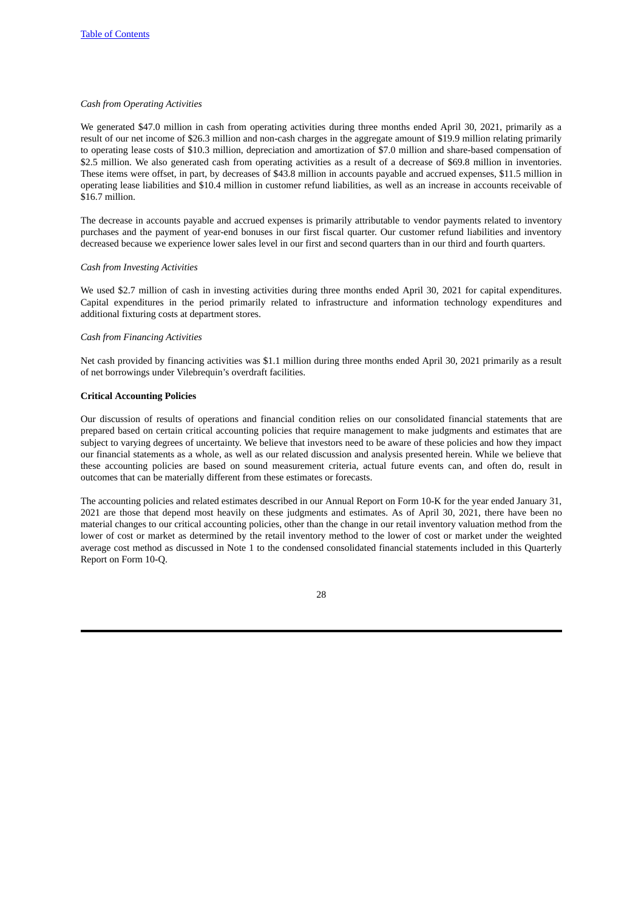*Cash from Operating Activities*

We generated $47.0 million in cash from operating activities during three months ended April 30, 2021, primarily as a result of our net income of $26.3 million and non-cash charges in the aggregate amount of $19.9 million relating primarily to operating lease costs of $10.3 million, depreciation and amortization of $7.0 million and share-based compensation of $2.5 million. We also generated cash from operating activities as a result of a decrease of $69.8 million in inventories. These items were offset, in part, by decreases of $43.8 million in accounts payable and accrued expenses, $11.5 million in operating lease liabilities and $10.4 million in customer refund liabilities, as well as an increase in accounts receivable of $16.7 million.

The decrease in accounts payable and accrued expenses is primarily attributable to vendor payments related to inventory purchases and the payment of year-end bonuses in our first fiscal quarter. Our customer refund liabilities and inventory decreased because we experience lower sales level in our first and second quarters than in our third and fourth quarters.

*Cash from Investing Activities*

We used $2.7 million of cash in investing activities during three months ended April 30, 2021 for capital expenditures. Capital expenditures in the period primarily related to infrastructure and information technology expenditures and additional fixturing costs at department stores.

*Cash from Financing Activities*

Net cash provided by financing activities was $1.1 million during three months ended April 30, 2021 primarily as a result of net borrowings under Vilebrequin's overdraft facilities.

**Critical Accounting Policies**

Our discussion of results of operations and financial condition relies on our consolidated financial statements that are prepared based on certain critical accounting policies that require management to make judgments and estimates that are subject to varying degrees of uncertainty. We believe that investors need to be aware of these policies and how they impact our financial statements as a whole, as well as our related discussion and analysis presented herein. While we believe that these accounting policies are based on sound measurement criteria, actual future events can, and often do, result in outcomes that can be materially different from these estimates or forecasts.

The accounting policies and related estimates described in our Annual Report on Form 10-K for the year ended January 31, 2021 are those that depend most heavily on these judgments and estimates. As of April 30, 2021, there have been no material changes to our critical accounting policies, other than the change in our retail inventory valuation method from the lower of cost or market as determined by the retail inventory method to the lower of cost or market under the weighted average cost method as discussed in Note 1 to the condensed consolidated financial statements included in this Quarterly Report on Form 10-Q.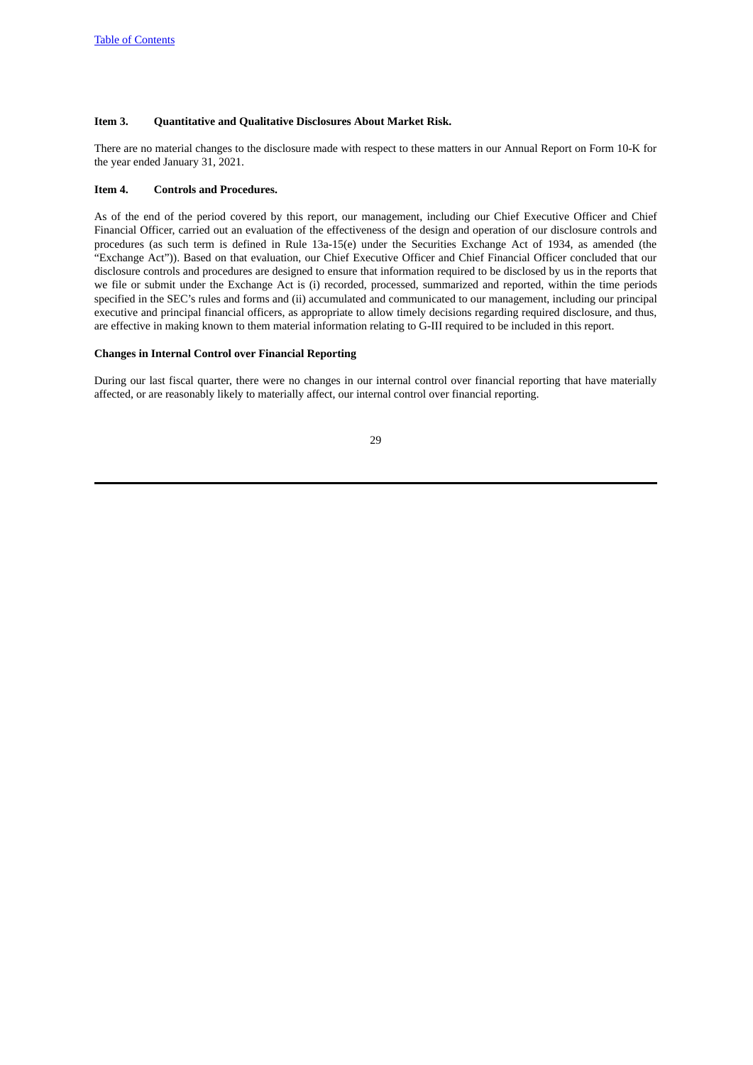### Item 3. Quantitative and Qualitative Disclosures About Market Risk.

There are no material changes to the disclosure made with respect to these matters in our Annual Report on Form 10-K for the year ended January 31, 2021.

### Item 4. Controls and Procedures.

As of the end of the period covered by this report, our management, including our Chief Executive Officer and Chief Financial Officer, carried out an evaluation of the effectiveness of the design and operation of our disclosure controls and procedures (as such term is defined in Rule 13a-15(e) under the Securities Exchange Act of 1934, as amended (the "Exchange Act")). Based on that evaluation, our Chief Executive Officer and Chief Financial Officer concluded that our disclosure controls and procedures are designed to ensure that information required to be disclosed by us in the reports that we file or submit under the Exchange Act is (i) recorded, processed, summarized and reported, within the time periods specified in the SEC's rules and forms and (ii) accumulated and communicated to our management, including our principal executive and principal financial officers, as appropriate to allow timely decisions regarding required disclosure, and thus, are effective in making known to them material information relating to G-III required to be included in this report.

**Changes in Internal Control over Financial Reporting**

During our last fiscal quarter, there were no changes in our internal control over financial reporting that have materially affected, or are reasonably likely to materially affect, our internal control over financial reporting.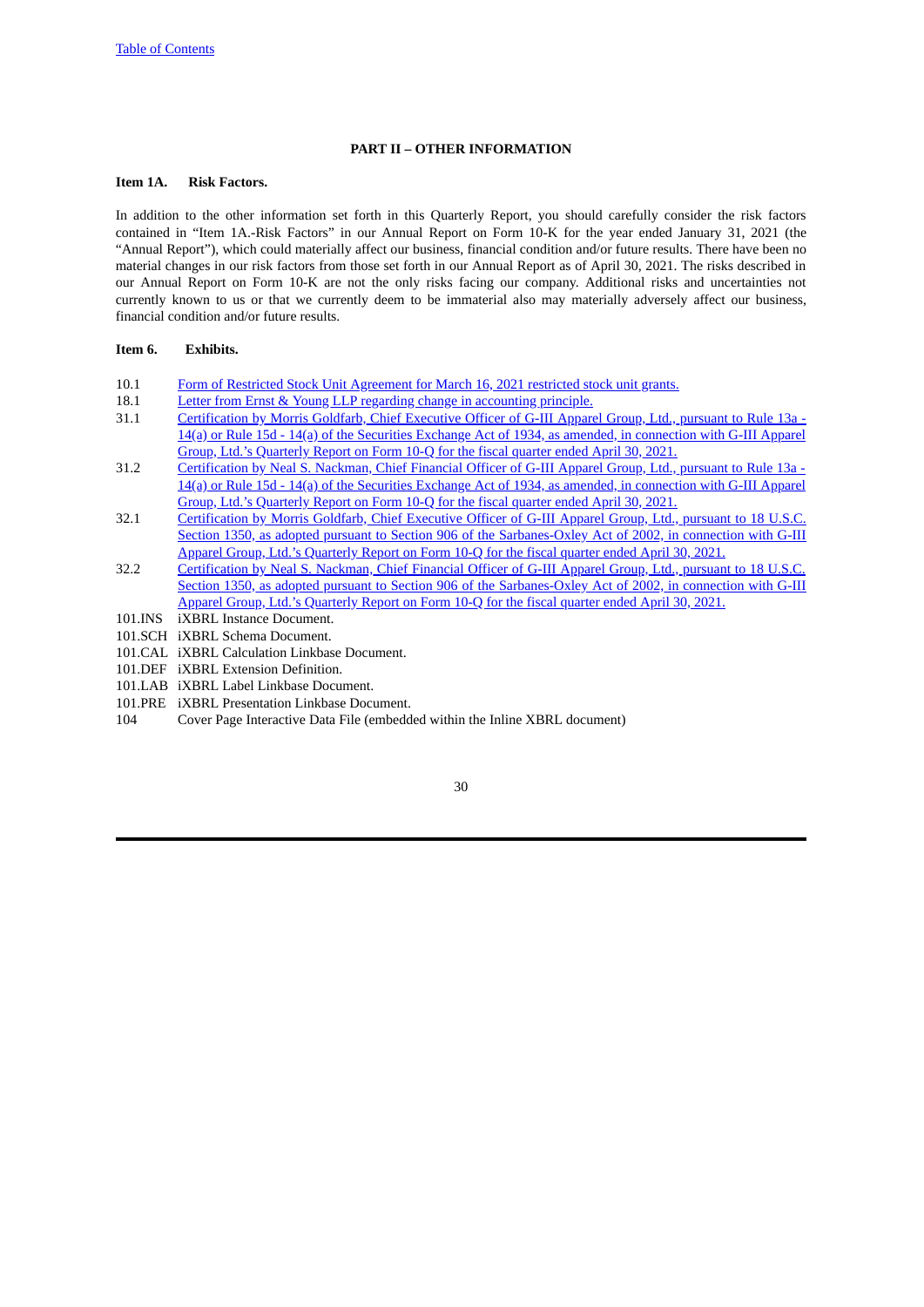## PART II – OTHER INFORMATION

### Item 1A. Risk Factors.

In addition to the other information set forth in this Quarterly Report, you should carefully consider the risk factors contained in "Item 1A.-Risk Factors" in our Annual Report on Form 10-K for the year ended January 31, 2021 (the "Annual Report"), which could materially affect our business, financial condition and/or future results. There have been no material changes in our risk factors from those set forth in our Annual Report as of April 30, 2021. The risks described in our Annual Report on Form 10-K are not the only risks facing our company. Additional risks and uncertainties not currently known to us or that we currently deem to be immaterial also may materially adversely affect our business, financial condition and/or future results.

### Item 6. Exhibits.

| | |
|---|---|
| 10.1 | Form of Restricted Stock Unit Agreement for March 16, 2021 restricted stock unit grants. |
| 18.1 | Letter from Ernst & Young LLP regarding change in accounting principle. |
| 31.1 | Certification by Morris Goldfarb, Chief Executive Officer of G-III Apparel Group, Ltd., pursuant to Rule 13a - 14(a) or Rule 15d - 14(a) of the Securities Exchange Act of 1934, as amended, in connection with G-III Apparel Group, Ltd.'s Quarterly Report on Form 10-Q for the fiscal quarter ended April 30, 2021. |
| 31.2 | Certification by Neal S. Nackman, Chief Financial Officer of G-III Apparel Group, Ltd., pursuant to Rule 13a - 14(a) or Rule 15d - 14(a) of the Securities Exchange Act of 1934, as amended, in connection with G-III Apparel Group, Ltd.'s Quarterly Report on Form 10-Q for the fiscal quarter ended April 30, 2021. |
| 32.1 | Certification by Morris Goldfarb, Chief Executive Officer of G-III Apparel Group, Ltd., pursuant to 18 U.S.C. Section 1350, as adopted pursuant to Section 906 of the Sarbanes-Oxley Act of 2002, in connection with G-III Apparel Group, Ltd.'s Quarterly Report on Form 10-Q for the fiscal quarter ended April 30, 2021. |
| 32.2 | Certification by Neal S. Nackman, Chief Financial Officer of G-III Apparel Group, Ltd., pursuant to 18 U.S.C. Section 1350, as adopted pursuant to Section 906 of the Sarbanes-Oxley Act of 2002, in connection with G-III Apparel Group, Ltd.'s Quarterly Report on Form 10-Q for the fiscal quarter ended April 30, 2021. |
| 101.INS | iXBRL Instance Document. |
| 101.SCH | iXBRL Schema Document. |
| 101.CAL | iXBRL Calculation Linkbase Document. |
| 101.DEF | iXBRL Extension Definition. |
| 101.LAB | iXBRL Label Linkbase Document. |
| 101.PRE | iXBRL Presentation Linkbase Document. |
| 104 | Cover Page Interactive Data File (embedded within the Inline XBRL document) |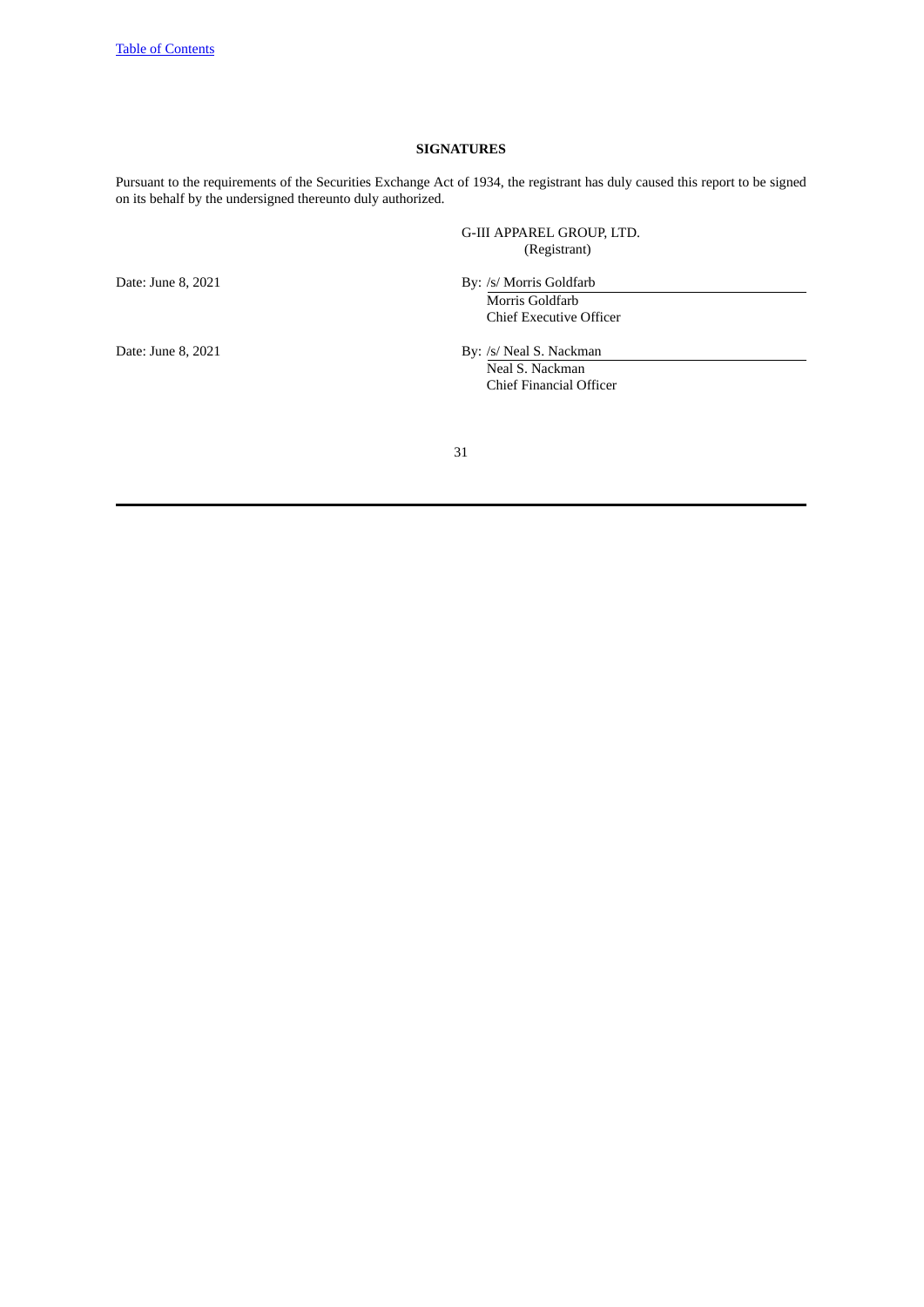## SIGNATURES

Pursuant to the requirements of the Securities Exchange Act of 1934, the registrant has duly caused this report to be signed on its behalf by the undersigned thereunto duly authorized.

G-III APPAREL GROUP, LTD.
(Registrant)

| | |
|---|---|
| Date: June 8, 2021 | By: /s/ Morris Goldfarb<br>Morris Goldfarb<br>Chief Executive Officer |
| Date: June 8, 2021 | By: /s/ Neal S. Nackman<br>Neal S. Nackman<br>Chief Financial Officer |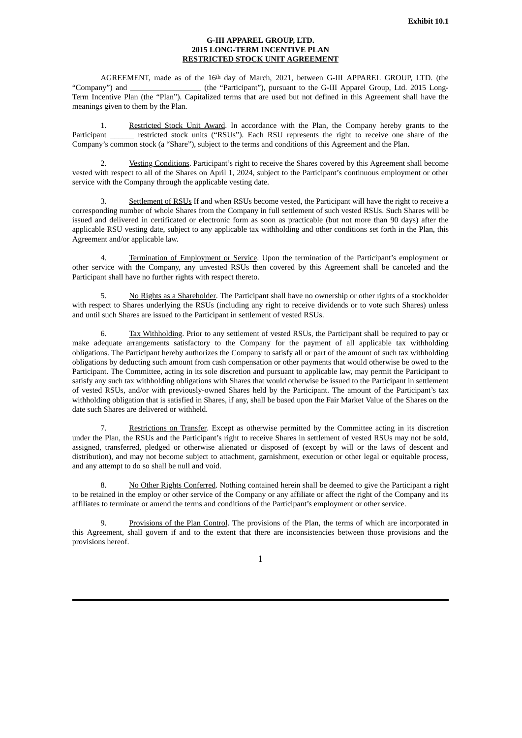**Exhibit 10.1**

**G-III APPAREL GROUP, LTD.**
**2015 LONG-TERM INCENTIVE PLAN**
**RESTRICTED STOCK UNIT AGREEMENT**

AGREEMENT, made as of the 16th day of March, 2021, between G-III APPAREL GROUP, LTD. (the "Company") and __________________ (the "Participant"), pursuant to the G-III Apparel Group, Ltd. 2015 Long-Term Incentive Plan (the "Plan"). Capitalized terms that are used but not defined in this Agreement shall have the meanings given to them by the Plan.

1. Restricted Stock Unit Award. In accordance with the Plan, the Company hereby grants to the Participant ______ restricted stock units ("RSUs"). Each RSU represents the right to receive one share of the Company's common stock (a "Share"), subject to the terms and conditions of this Agreement and the Plan.

2. Vesting Conditions. Participant's right to receive the Shares covered by this Agreement shall become vested with respect to all of the Shares on April 1, 2024, subject to the Participant's continuous employment or other service with the Company through the applicable vesting date.

3. Settlement of RSUs If and when RSUs become vested, the Participant will have the right to receive a corresponding number of whole Shares from the Company in full settlement of such vested RSUs. Such Shares will be issued and delivered in certificated or electronic form as soon as practicable (but not more than 90 days) after the applicable RSU vesting date, subject to any applicable tax withholding and other conditions set forth in the Plan, this Agreement and/or applicable law.

4. Termination of Employment or Service. Upon the termination of the Participant's employment or other service with the Company, any unvested RSUs then covered by this Agreement shall be canceled and the Participant shall have no further rights with respect thereto.

5. No Rights as a Shareholder. The Participant shall have no ownership or other rights of a stockholder with respect to Shares underlying the RSUs (including any right to receive dividends or to vote such Shares) unless and until such Shares are issued to the Participant in settlement of vested RSUs.

6. Tax Withholding. Prior to any settlement of vested RSUs, the Participant shall be required to pay or make adequate arrangements satisfactory to the Company for the payment of all applicable tax withholding obligations. The Participant hereby authorizes the Company to satisfy all or part of the amount of such tax withholding obligations by deducting such amount from cash compensation or other payments that would otherwise be owed to the Participant. The Committee, acting in its sole discretion and pursuant to applicable law, may permit the Participant to satisfy any such tax withholding obligations with Shares that would otherwise be issued to the Participant in settlement of vested RSUs, and/or with previously-owned Shares held by the Participant. The amount of the Participant's tax withholding obligation that is satisfied in Shares, if any, shall be based upon the Fair Market Value of the Shares on the date such Shares are delivered or withheld.

7. Restrictions on Transfer. Except as otherwise permitted by the Committee acting in its discretion under the Plan, the RSUs and the Participant's right to receive Shares in settlement of vested RSUs may not be sold, assigned, transferred, pledged or otherwise alienated or disposed of (except by will or the laws of descent and distribution), and may not become subject to attachment, garnishment, execution or other legal or equitable process, and any attempt to do so shall be null and void.

8. No Other Rights Conferred. Nothing contained herein shall be deemed to give the Participant a right to be retained in the employ or other service of the Company or any affiliate or affect the right of the Company and its affiliates to terminate or amend the terms and conditions of the Participant's employment or other service.

9. Provisions of the Plan Control. The provisions of the Plan, the terms of which are incorporated in this Agreement, shall govern if and to the extent that there are inconsistencies between those provisions and the provisions hereof.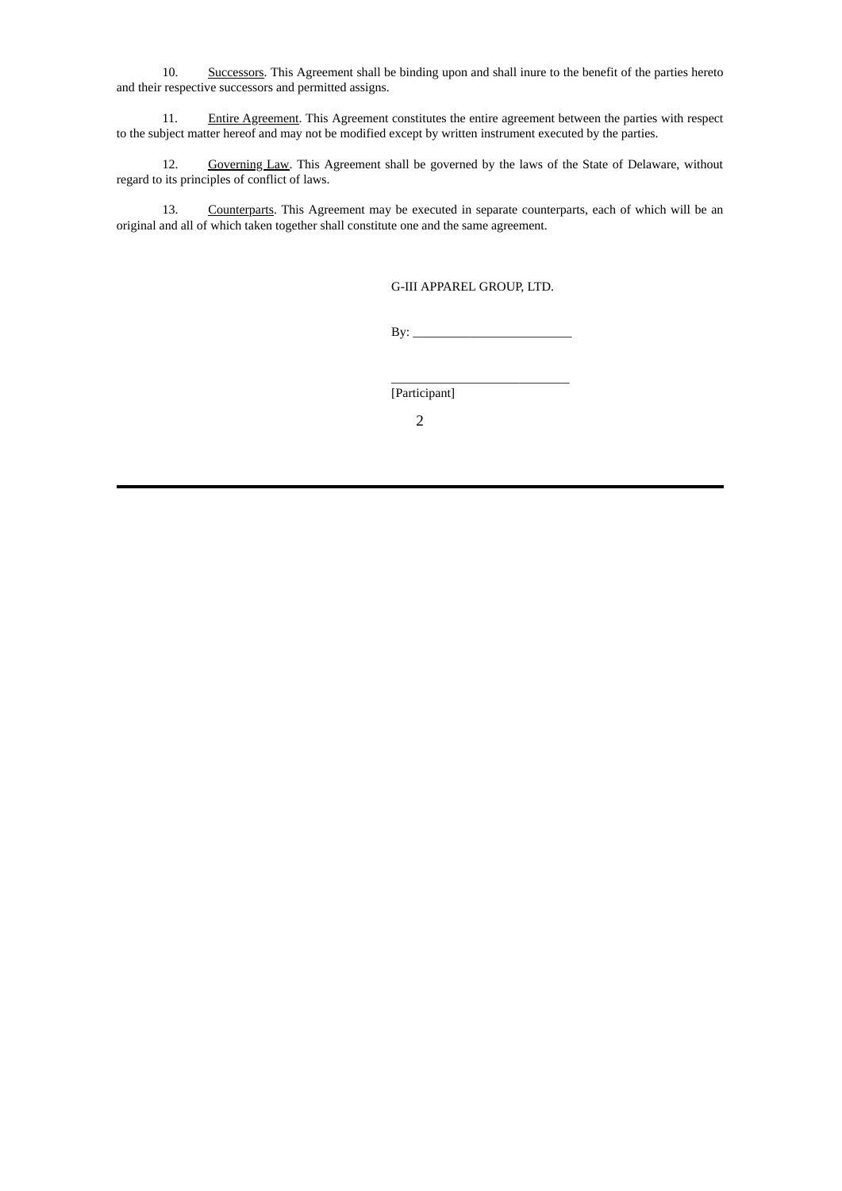10. Successors. This Agreement shall be binding upon and shall inure to the benefit of the parties hereto and their respective successors and permitted assigns.

11. Entire Agreement. This Agreement constitutes the entire agreement between the parties with respect to the subject matter hereof and may not be modified except by written instrument executed by the parties.

12. Governing Law. This Agreement shall be governed by the laws of the State of Delaware, without regard to its principles of conflict of laws.

13. Counterparts. This Agreement may be executed in separate counterparts, each of which will be an original and all of which taken together shall constitute one and the same agreement.

G-III APPAREL GROUP, LTD.

By: _________________________

____________________________
[Participant]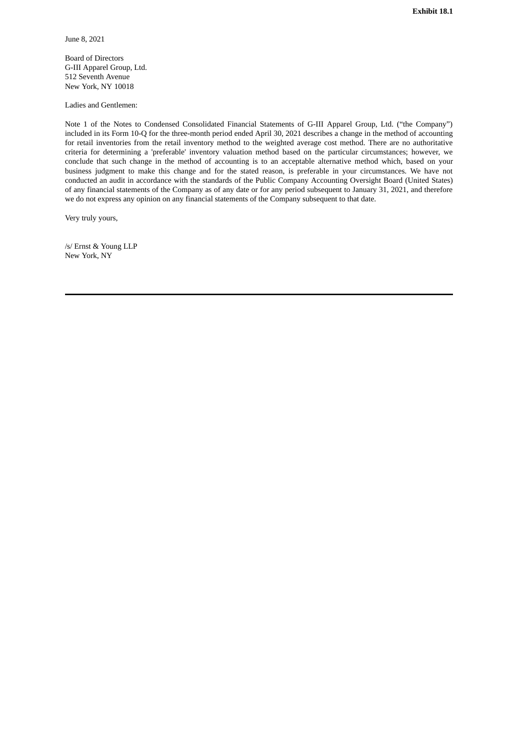**Exhibit 18.1**

June 8, 2021

Board of Directors
G-III Apparel Group, Ltd.
512 Seventh Avenue
New York, NY 10018

Ladies and Gentlemen:

Note 1 of the Notes to Condensed Consolidated Financial Statements of G-III Apparel Group, Ltd. ("the Company") included in its Form 10-Q for the three-month period ended April 30, 2021 describes a change in the method of accounting for retail inventories from the retail inventory method to the weighted average cost method. There are no authoritative criteria for determining a 'preferable' inventory valuation method based on the particular circumstances; however, we conclude that such change in the method of accounting is to an acceptable alternative method which, based on your business judgment to make this change and for the stated reason, is preferable in your circumstances. We have not conducted an audit in accordance with the standards of the Public Company Accounting Oversight Board (United States) of any financial statements of the Company as of any date or for any period subsequent to January 31, 2021, and therefore we do not express any opinion on any financial statements of the Company subsequent to that date.

Very truly yours,

/s/ Ernst & Young LLP
New York, NY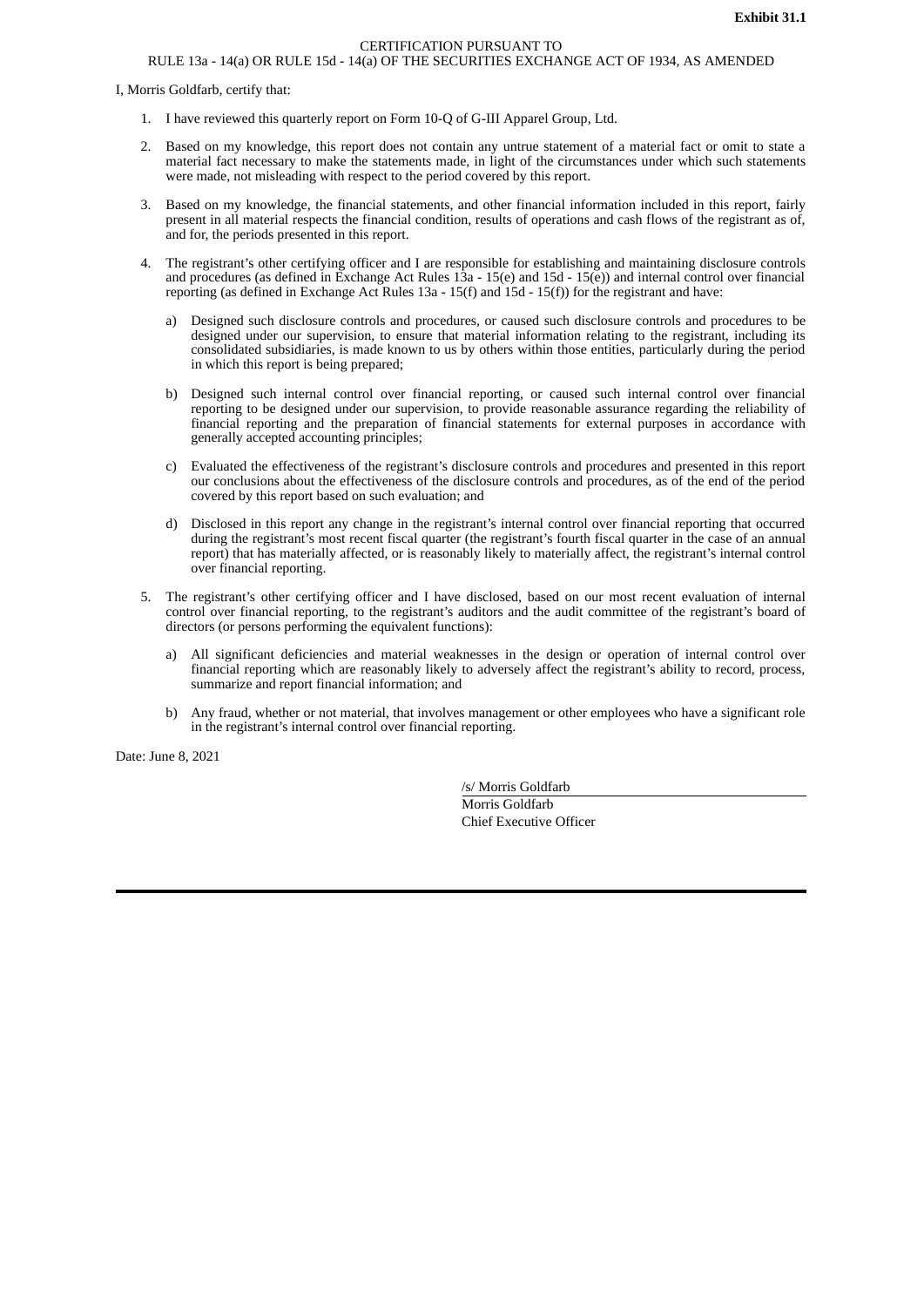**Exhibit 31.1**

CERTIFICATION PURSUANT TO
RULE 13a - 14(a) OR RULE 15d - 14(a) OF THE SECURITIES EXCHANGE ACT OF 1934, AS AMENDED

I, Morris Goldfarb, certify that:

1. I have reviewed this quarterly report on Form 10-Q of G-III Apparel Group, Ltd.

2. Based on my knowledge, this report does not contain any untrue statement of a material fact or omit to state a material fact necessary to make the statements made, in light of the circumstances under which such statements were made, not misleading with respect to the period covered by this report.

3. Based on my knowledge, the financial statements, and other financial information included in this report, fairly present in all material respects the financial condition, results of operations and cash flows of the registrant as of, and for, the periods presented in this report.

4. The registrant's other certifying officer and I are responsible for establishing and maintaining disclosure controls and procedures (as defined in Exchange Act Rules 13a - 15(e) and 15d - 15(e)) and internal control over financial reporting (as defined in Exchange Act Rules 13a - 15(f) and 15d - 15(f)) for the registrant and have:

   a) Designed such disclosure controls and procedures, or caused such disclosure controls and procedures to be designed under our supervision, to ensure that material information relating to the registrant, including its consolidated subsidiaries, is made known to us by others within those entities, particularly during the period in which this report is being prepared;

   b) Designed such internal control over financial reporting, or caused such internal control over financial reporting to be designed under our supervision, to provide reasonable assurance regarding the reliability of financial reporting and the preparation of financial statements for external purposes in accordance with generally accepted accounting principles;

   c) Evaluated the effectiveness of the registrant's disclosure controls and procedures and presented in this report our conclusions about the effectiveness of the disclosure controls and procedures, as of the end of the period covered by this report based on such evaluation; and

   d) Disclosed in this report any change in the registrant's internal control over financial reporting that occurred during the registrant's most recent fiscal quarter (the registrant's fourth fiscal quarter in the case of an annual report) that has materially affected, or is reasonably likely to materially affect, the registrant's internal control over financial reporting.

5. The registrant's other certifying officer and I have disclosed, based on our most recent evaluation of internal control over financial reporting, to the registrant's auditors and the audit committee of the registrant's board of directors (or persons performing the equivalent functions):

   a) All significant deficiencies and material weaknesses in the design or operation of internal control over financial reporting which are reasonably likely to adversely affect the registrant's ability to record, process, summarize and report financial information; and

   b) Any fraud, whether or not material, that involves management or other employees who have a significant role in the registrant's internal control over financial reporting.

Date: June 8, 2021

/s/ Morris Goldfarb
Morris Goldfarb
Chief Executive Officer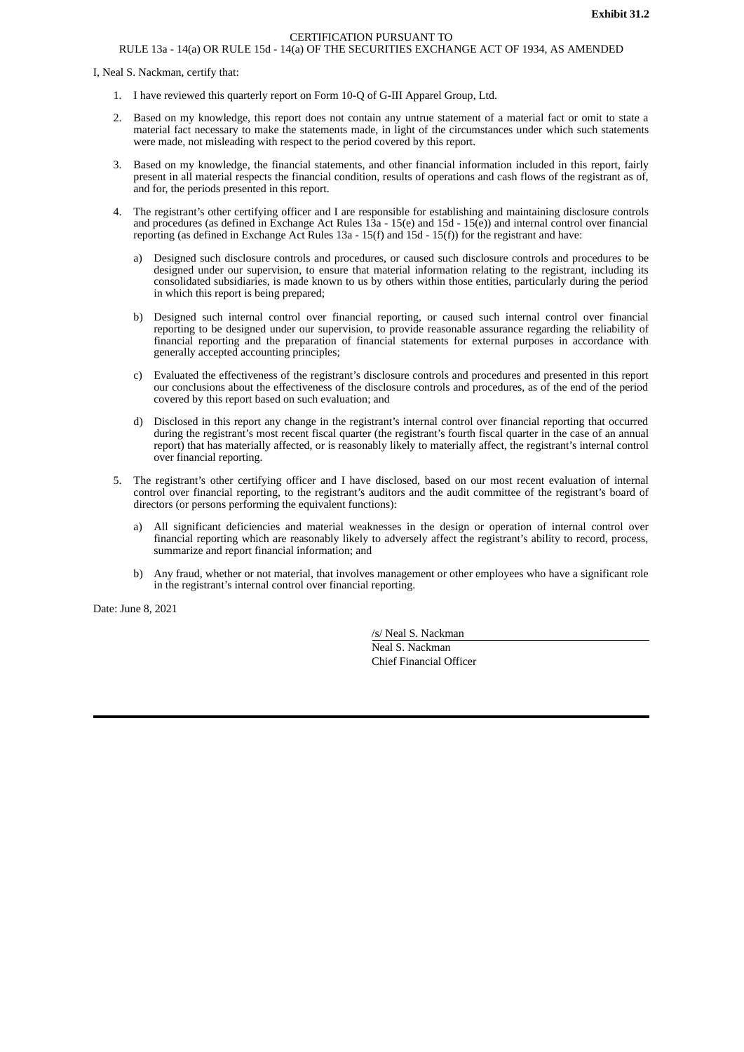**Exhibit 31.2**

CERTIFICATION PURSUANT TO
RULE 13a - 14(a) OR RULE 15d - 14(a) OF THE SECURITIES EXCHANGE ACT OF 1934, AS AMENDED

I, Neal S. Nackman, certify that:

1. I have reviewed this quarterly report on Form 10-Q of G-III Apparel Group, Ltd.

2. Based on my knowledge, this report does not contain any untrue statement of a material fact or omit to state a material fact necessary to make the statements made, in light of the circumstances under which such statements were made, not misleading with respect to the period covered by this report.

3. Based on my knowledge, the financial statements, and other financial information included in this report, fairly present in all material respects the financial condition, results of operations and cash flows of the registrant as of, and for, the periods presented in this report.

4. The registrant's other certifying officer and I are responsible for establishing and maintaining disclosure controls and procedures (as defined in Exchange Act Rules 13a - 15(e) and 15d - 15(e)) and internal control over financial reporting (as defined in Exchange Act Rules 13a - 15(f) and 15d - 15(f)) for the registrant and have:

   a) Designed such disclosure controls and procedures, or caused such disclosure controls and procedures to be designed under our supervision, to ensure that material information relating to the registrant, including its consolidated subsidiaries, is made known to us by others within those entities, particularly during the period in which this report is being prepared;

   b) Designed such internal control over financial reporting, or caused such internal control over financial reporting to be designed under our supervision, to provide reasonable assurance regarding the reliability of financial reporting and the preparation of financial statements for external purposes in accordance with generally accepted accounting principles;

   c) Evaluated the effectiveness of the registrant's disclosure controls and procedures and presented in this report our conclusions about the effectiveness of the disclosure controls and procedures, as of the end of the period covered by this report based on such evaluation; and

   d) Disclosed in this report any change in the registrant's internal control over financial reporting that occurred during the registrant's most recent fiscal quarter (the registrant's fourth fiscal quarter in the case of an annual report) that has materially affected, or is reasonably likely to materially affect, the registrant's internal control over financial reporting.

5. The registrant's other certifying officer and I have disclosed, based on our most recent evaluation of internal control over financial reporting, to the registrant's auditors and the audit committee of the registrant's board of directors (or persons performing the equivalent functions):

   a) All significant deficiencies and material weaknesses in the design or operation of internal control over financial reporting which are reasonably likely to adversely affect the registrant's ability to record, process, summarize and report financial information; and

   b) Any fraud, whether or not material, that involves management or other employees who have a significant role in the registrant's internal control over financial reporting.

Date: June 8, 2021

/s/ Neal S. Nackman
Neal S. Nackman
Chief Financial Officer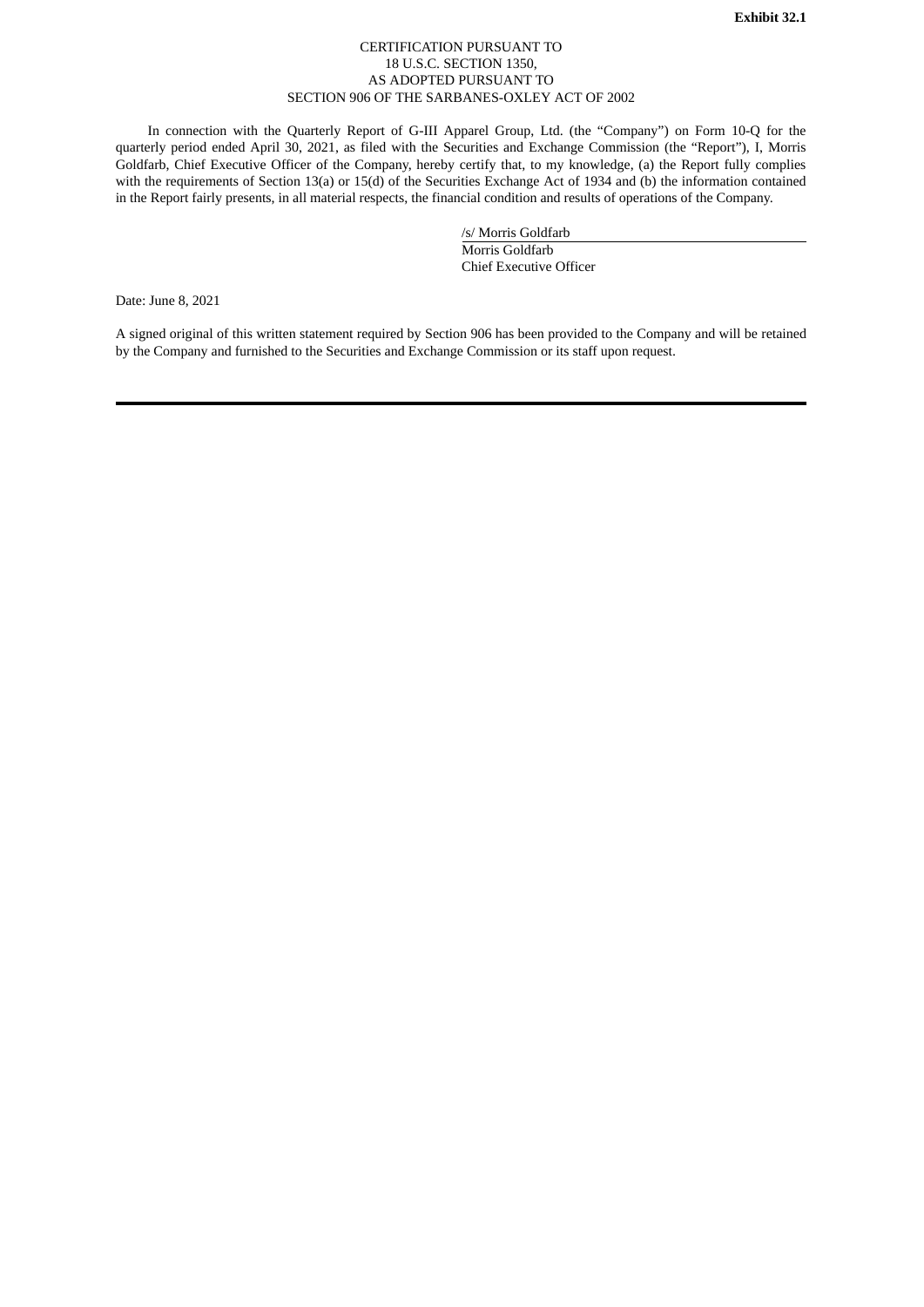**Exhibit 32.1**

CERTIFICATION PURSUANT TO
18 U.S.C. SECTION 1350,
AS ADOPTED PURSUANT TO
SECTION 906 OF THE SARBANES-OXLEY ACT OF 2002

In connection with the Quarterly Report of G-III Apparel Group, Ltd. (the "Company") on Form 10-Q for the quarterly period ended April 30, 2021, as filed with the Securities and Exchange Commission (the "Report"), I, Morris Goldfarb, Chief Executive Officer of the Company, hereby certify that, to my knowledge, (a) the Report fully complies with the requirements of Section 13(a) or 15(d) of the Securities Exchange Act of 1934 and (b) the information contained in the Report fairly presents, in all material respects, the financial condition and results of operations of the Company.

/s/ Morris Goldfarb
Morris Goldfarb
Chief Executive Officer

Date: June 8, 2021

A signed original of this written statement required by Section 906 has been provided to the Company and will be retained by the Company and furnished to the Securities and Exchange Commission or its staff upon request.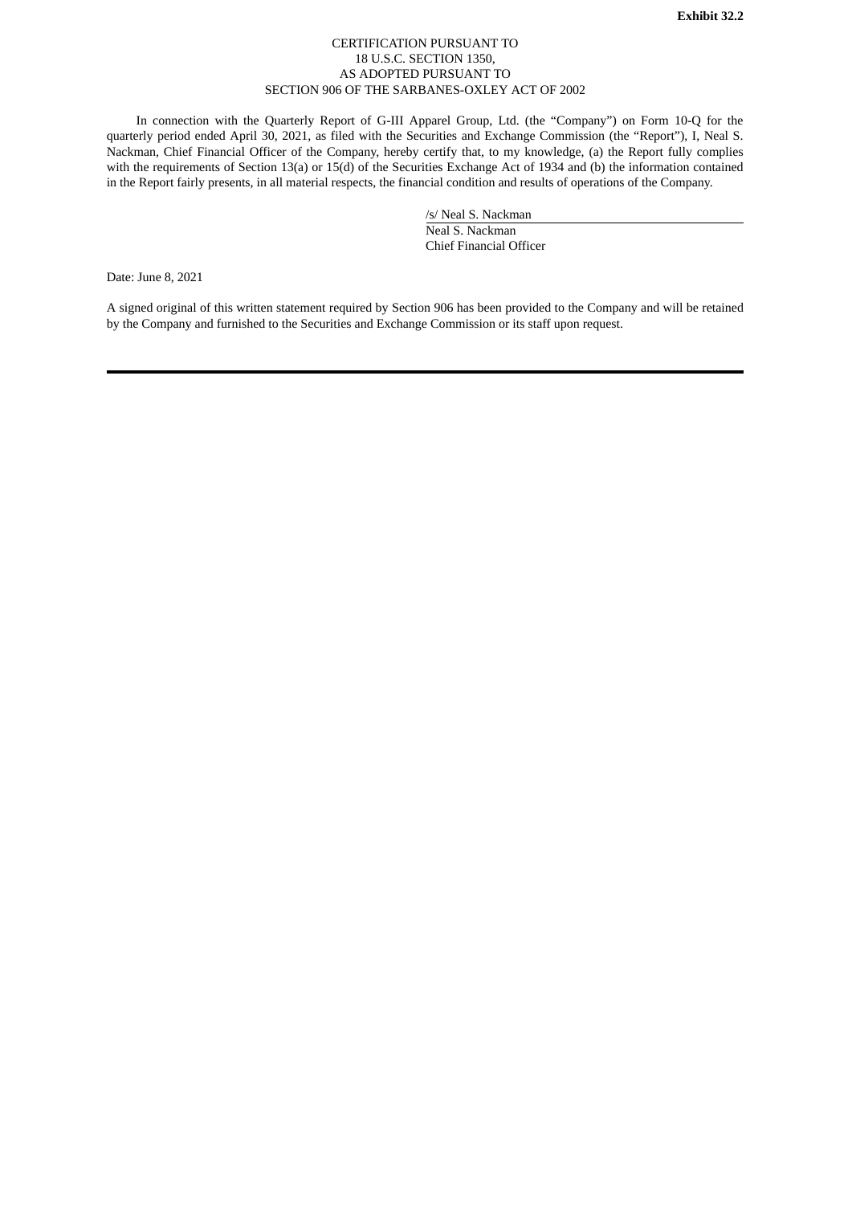**Exhibit 32.2**

CERTIFICATION PURSUANT TO
18 U.S.C. SECTION 1350,
AS ADOPTED PURSUANT TO
SECTION 906 OF THE SARBANES-OXLEY ACT OF 2002

In connection with the Quarterly Report of G-III Apparel Group, Ltd. (the "Company") on Form 10-Q for the quarterly period ended April 30, 2021, as filed with the Securities and Exchange Commission (the "Report"), I, Neal S. Nackman, Chief Financial Officer of the Company, hereby certify that, to my knowledge, (a) the Report fully complies with the requirements of Section 13(a) or 15(d) of the Securities Exchange Act of 1934 and (b) the information contained in the Report fairly presents, in all material respects, the financial condition and results of operations of the Company.

/s/ Neal S. Nackman
Neal S. Nackman
Chief Financial Officer

Date: June 8, 2021

A signed original of this written statement required by Section 906 has been provided to the Company and will be retained by the Company and furnished to the Securities and Exchange Commission or its staff upon request.